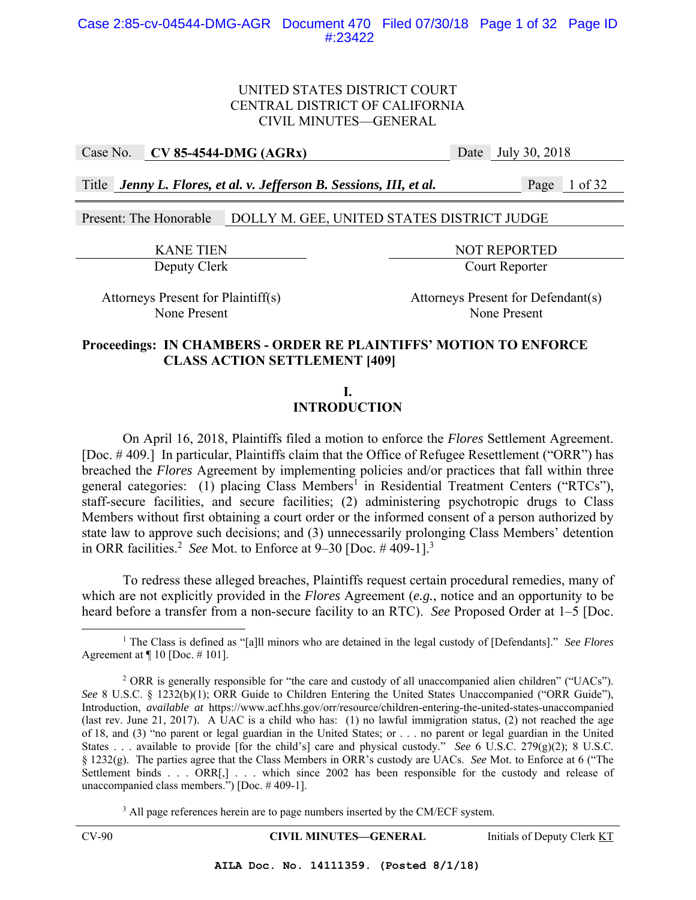UNITED STATES DISTRICT COURT
CENTRAL DISTRICT OF CALIFORNIA
CIVIL MINUTES—GENERAL

| Case No. | **CV 85-4544-DMG (AGRx)** | Date | July 30, 2018 |
|---|---|---|---|
| Title | ***Jenny L. Flores, et al. v. Jefferson B. Sessions, III, et al.*** | Page | 1 of 32 |

Present: The Honorable DOLLY M. GEE, UNITED STATES DISTRICT JUDGE

| KANE TIEN | NOT REPORTED |
|---|---|
| Deputy Clerk | Court Reporter |

| Attorneys Present for Plaintiff(s) | Attorneys Present for Defendant(s) |
|---|---|
| None Present | None Present |

**Proceedings: IN CHAMBERS - ORDER RE PLAINTIFFS' MOTION TO ENFORCE CLASS ACTION SETTLEMENT [409]**

## I. INTRODUCTION

On April 16, 2018, Plaintiffs filed a motion to enforce the *Flores* Settlement Agreement. [Doc. # 409.] In particular, Plaintiffs claim that the Office of Refugee Resettlement ("ORR") has breached the *Flores* Agreement by implementing policies and/or practices that fall within three general categories: (1) placing Class Members[1] in Residential Treatment Centers ("RTCs"), staff-secure facilities, and secure facilities; (2) administering psychotropic drugs to Class Members without first obtaining a court order or the informed consent of a person authorized by state law to approve such decisions; and (3) unnecessarily prolonging Class Members' detention in ORR facilities.[2] *See* Mot. to Enforce at 9–30 [Doc. # 409-1].[3]

To redress these alleged breaches, Plaintiffs request certain procedural remedies, many of which are not explicitly provided in the *Flores* Agreement (*e.g.*, notice and an opportunity to be heard before a transfer from a non-secure facility to an RTC). *See* Proposed Order at 1–5 [Doc.

---

[1] The Class is defined as "[a]ll minors who are detained in the legal custody of [Defendants]." *See Flores* Agreement at ¶ 10 [Doc. # 101].

[2] ORR is generally responsible for "the care and custody of all unaccompanied alien children" ("UACs"). *See* 8 U.S.C. § 1232(b)(1); ORR Guide to Children Entering the United States Unaccompanied ("ORR Guide"), Introduction, *available at* https://www.acf.hhs.gov/orr/resource/children-entering-the-united-states-unaccompanied (last rev. June 21, 2017). A UAC is a child who has: (1) no lawful immigration status, (2) not reached the age of 18, and (3) "no parent or legal guardian in the United States; or . . . no parent or legal guardian in the United States . . . available to provide [for the child's] care and physical custody." *See* 6 U.S.C. 279(g)(2); 8 U.S.C. § 1232(g). The parties agree that the Class Members in ORR's custody are UACs. *See* Mot. to Enforce at 6 ("The Settlement binds . . . ORR[,] . . . which since 2002 has been responsible for the custody and release of unaccompanied class members.") [Doc. # 409-1].

[3] All page references herein are to page numbers inserted by the CM/ECF system.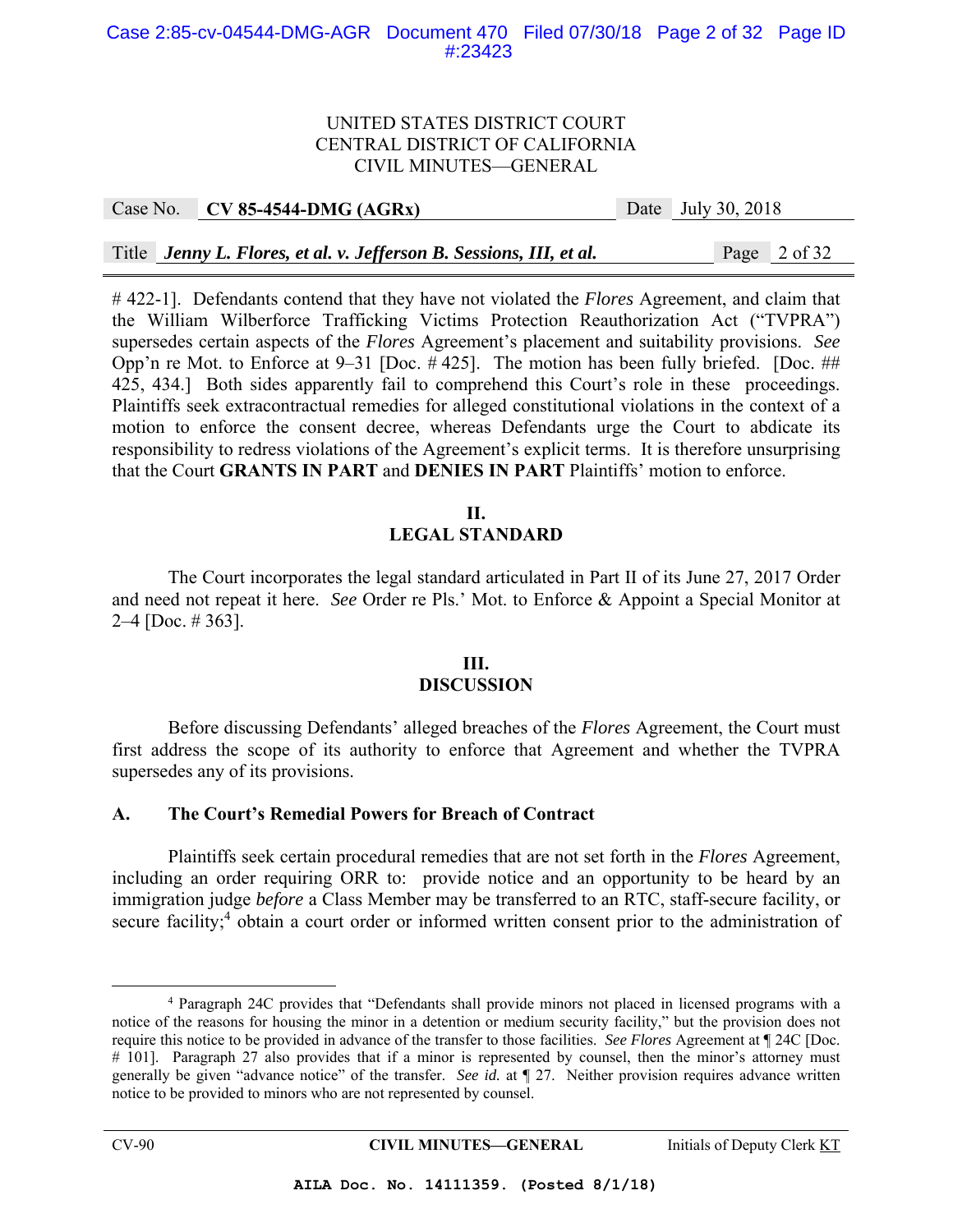# 422-1]. Defendants contend that they have not violated the *Flores* Agreement, and claim that the William Wilberforce Trafficking Victims Protection Reauthorization Act ("TVPRA") supersedes certain aspects of the *Flores* Agreement's placement and suitability provisions. *See* Opp'n re Mot. to Enforce at 9–31 [Doc. # 425]. The motion has been fully briefed. [Doc. ## 425, 434.] Both sides apparently fail to comprehend this Court's role in these proceedings. Plaintiffs seek extracontractual remedies for alleged constitutional violations in the context of a motion to enforce the consent decree, whereas Defendants urge the Court to abdicate its responsibility to redress violations of the Agreement's explicit terms. It is therefore unsurprising that the Court **GRANTS IN PART** and **DENIES IN PART** Plaintiffs' motion to enforce.

## II.
## LEGAL STANDARD

The Court incorporates the legal standard articulated in Part II of its June 27, 2017 Order and need not repeat it here. *See* Order re Pls.' Mot. to Enforce & Appoint a Special Monitor at 2–4 [Doc. # 363].

## III.
## DISCUSSION

Before discussing Defendants' alleged breaches of the *Flores* Agreement, the Court must first address the scope of its authority to enforce that Agreement and whether the TVPRA supersedes any of its provisions.

### A. The Court's Remedial Powers for Breach of Contract

Plaintiffs seek certain procedural remedies that are not set forth in the *Flores* Agreement, including an order requiring ORR to: provide notice and an opportunity to be heard by an immigration judge *before* a Class Member may be transferred to an RTC, staff-secure facility, or secure facility;[4] obtain a court order or informed written consent prior to the administration of

[4] Paragraph 24C provides that "Defendants shall provide minors not placed in licensed programs with a notice of the reasons for housing the minor in a detention or medium security facility," but the provision does not require this notice to be provided in advance of the transfer to those facilities. *See Flores* Agreement at ¶ 24C [Doc. # 101]. Paragraph 27 also provides that if a minor is represented by counsel, then the minor's attorney must generally be given "advance notice" of the transfer. *See id.* at ¶ 27. Neither provision requires advance written notice to be provided to minors who are not represented by counsel.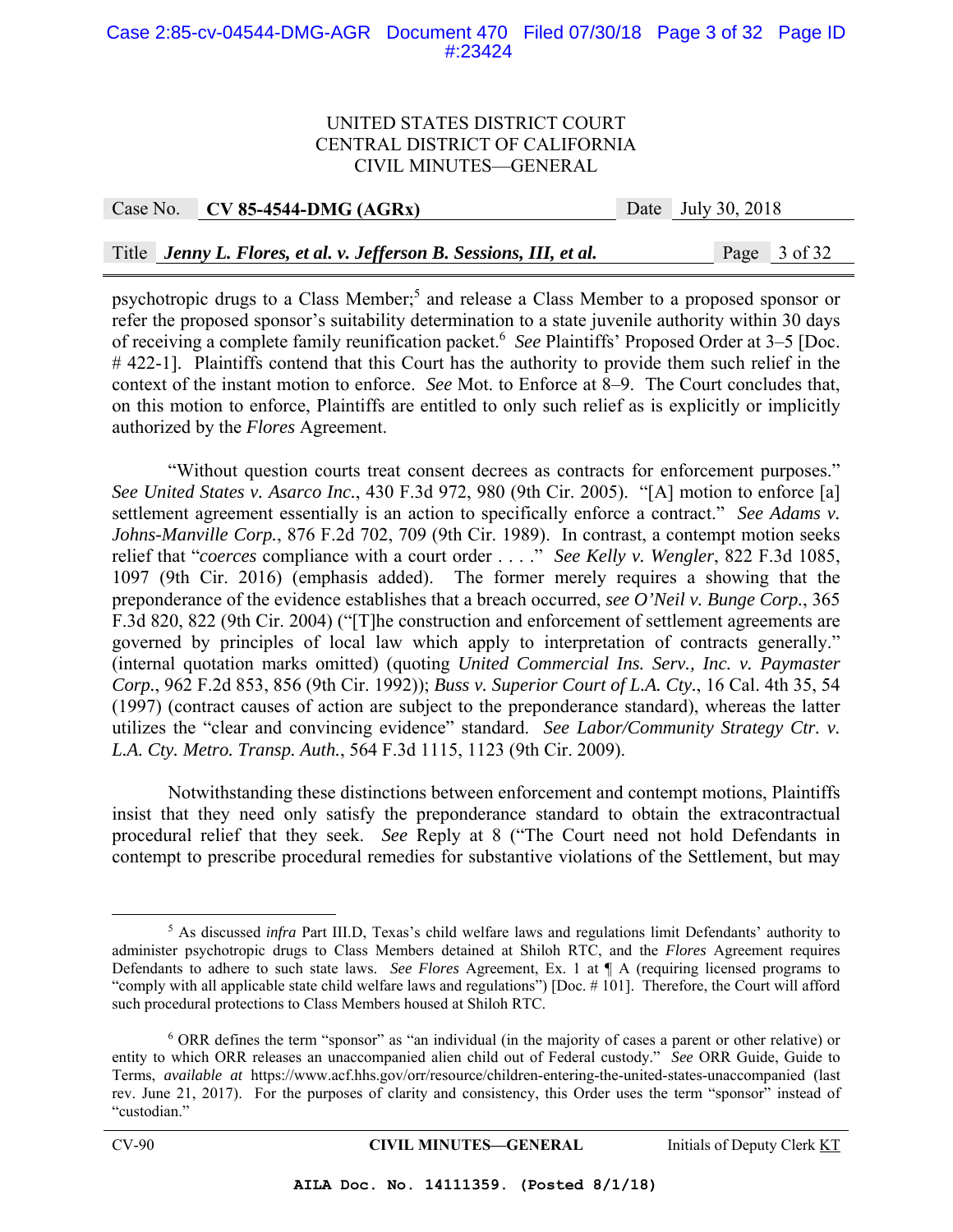psychotropic drugs to a Class Member;[5] and release a Class Member to a proposed sponsor or refer the proposed sponsor's suitability determination to a state juvenile authority within 30 days of receiving a complete family reunification packet.[6] *See* Plaintiffs' Proposed Order at 3–5 [Doc. # 422-1]. Plaintiffs contend that this Court has the authority to provide them such relief in the context of the instant motion to enforce. *See* Mot. to Enforce at 8–9. The Court concludes that, on this motion to enforce, Plaintiffs are entitled to only such relief as is explicitly or implicitly authorized by the *Flores* Agreement.

"Without question courts treat consent decrees as contracts for enforcement purposes." *See United States v. Asarco Inc.*, 430 F.3d 972, 980 (9th Cir. 2005). "[A] motion to enforce [a] settlement agreement essentially is an action to specifically enforce a contract." *See Adams v. Johns-Manville Corp.*, 876 F.2d 702, 709 (9th Cir. 1989). In contrast, a contempt motion seeks relief that "*coerces* compliance with a court order . . . ." *See Kelly v. Wengler*, 822 F.3d 1085, 1097 (9th Cir. 2016) (emphasis added). The former merely requires a showing that the preponderance of the evidence establishes that a breach occurred, *see O'Neil v. Bunge Corp.*, 365 F.3d 820, 822 (9th Cir. 2004) ("[T]he construction and enforcement of settlement agreements are governed by principles of local law which apply to interpretation of contracts generally." (internal quotation marks omitted) (quoting *United Commercial Ins. Serv., Inc. v. Paymaster Corp.*, 962 F.2d 853, 856 (9th Cir. 1992)); *Buss v. Superior Court of L.A. Cty.*, 16 Cal. 4th 35, 54 (1997) (contract causes of action are subject to the preponderance standard), whereas the latter utilizes the "clear and convincing evidence" standard. *See Labor/Community Strategy Ctr. v. L.A. Cty. Metro. Transp. Auth.*, 564 F.3d 1115, 1123 (9th Cir. 2009).

Notwithstanding these distinctions between enforcement and contempt motions, Plaintiffs insist that they need only satisfy the preponderance standard to obtain the extracontractual procedural relief that they seek. *See* Reply at 8 ("The Court need not hold Defendants in contempt to prescribe procedural remedies for substantive violations of the Settlement, but may

---

[5] As discussed *infra* Part III.D, Texas's child welfare laws and regulations limit Defendants' authority to administer psychotropic drugs to Class Members detained at Shiloh RTC, and the *Flores* Agreement requires Defendants to adhere to such state laws. *See Flores* Agreement, Ex. 1 at ¶ A (requiring licensed programs to "comply with all applicable state child welfare laws and regulations") [Doc. # 101]. Therefore, the Court will afford such procedural protections to Class Members housed at Shiloh RTC.

[6] ORR defines the term "sponsor" as "an individual (in the majority of cases a parent or other relative) or entity to which ORR releases an unaccompanied alien child out of Federal custody." *See* ORR Guide, Guide to Terms, *available at* https://www.acf.hhs.gov/orr/resource/children-entering-the-united-states-unaccompanied (last rev. June 21, 2017). For the purposes of clarity and consistency, this Order uses the term "sponsor" instead of "custodian."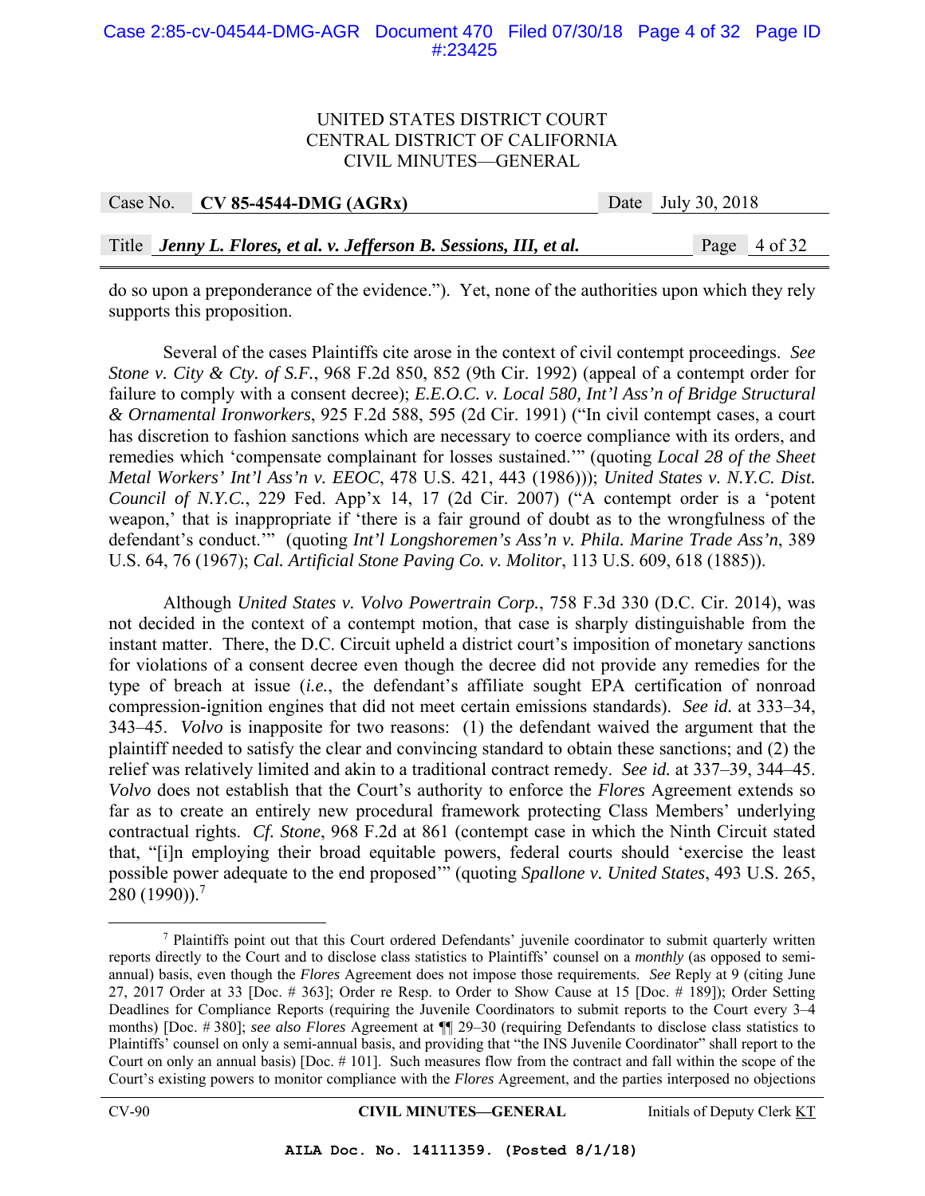do so upon a preponderance of the evidence."). Yet, none of the authorities upon which they rely supports this proposition.

Several of the cases Plaintiffs cite arose in the context of civil contempt proceedings. *See Stone v. City & Cty. of S.F.*, 968 F.2d 850, 852 (9th Cir. 1992) (appeal of a contempt order for failure to comply with a consent decree); *E.E.O.C. v. Local 580, Int'l Ass'n of Bridge Structural & Ornamental Ironworkers*, 925 F.2d 588, 595 (2d Cir. 1991) ("In civil contempt cases, a court has discretion to fashion sanctions which are necessary to coerce compliance with its orders, and remedies which 'compensate complainant for losses sustained.'" (quoting *Local 28 of the Sheet Metal Workers' Int'l Ass'n v. EEOC*, 478 U.S. 421, 443 (1986))); *United States v. N.Y.C. Dist. Council of N.Y.C.*, 229 Fed. App'x 14, 17 (2d Cir. 2007) ("A contempt order is a 'potent weapon,' that is inappropriate if 'there is a fair ground of doubt as to the wrongfulness of the defendant's conduct.'" (quoting *Int'l Longshoremen's Ass'n v. Phila. Marine Trade Ass'n*, 389 U.S. 64, 76 (1967); *Cal. Artificial Stone Paving Co. v. Molitor*, 113 U.S. 609, 618 (1885)).

Although *United States v. Volvo Powertrain Corp.*, 758 F.3d 330 (D.C. Cir. 2014), was not decided in the context of a contempt motion, that case is sharply distinguishable from the instant matter. There, the D.C. Circuit upheld a district court's imposition of monetary sanctions for violations of a consent decree even though the decree did not provide any remedies for the type of breach at issue (*i.e.*, the defendant's affiliate sought EPA certification of nonroad compression-ignition engines that did not meet certain emissions standards). *See id.* at 333–34, 343–45. *Volvo* is inapposite for two reasons: (1) the defendant waived the argument that the plaintiff needed to satisfy the clear and convincing standard to obtain these sanctions; and (2) the relief was relatively limited and akin to a traditional contract remedy. *See id.* at 337–39, 344–45. *Volvo* does not establish that the Court's authority to enforce the *Flores* Agreement extends so far as to create an entirely new procedural framework protecting Class Members' underlying contractual rights. *Cf. Stone*, 968 F.2d at 861 (contempt case in which the Ninth Circuit stated that, "[i]n employing their broad equitable powers, federal courts should 'exercise the least possible power adequate to the end proposed'" (quoting *Spallone v. United States*, 493 U.S. 265, 280 (1990)).[7]

---

[7] Plaintiffs point out that this Court ordered Defendants' juvenile coordinator to submit quarterly written reports directly to the Court and to disclose class statistics to Plaintiffs' counsel on a *monthly* (as opposed to semi-annual) basis, even though the *Flores* Agreement does not impose those requirements. *See* Reply at 9 (citing June 27, 2017 Order at 33 [Doc. # 363]; Order re Resp. to Order to Show Cause at 15 [Doc. # 189]); Order Setting Deadlines for Compliance Reports (requiring the Juvenile Coordinators to submit reports to the Court every 3–4 months) [Doc. # 380]; *see also Flores* Agreement at ¶¶ 29–30 (requiring Defendants to disclose class statistics to Plaintiffs' counsel on only a semi-annual basis, and providing that "the INS Juvenile Coordinator" shall report to the Court on only an annual basis) [Doc. # 101]. Such measures flow from the contract and fall within the scope of the Court's existing powers to monitor compliance with the *Flores* Agreement, and the parties interposed no objections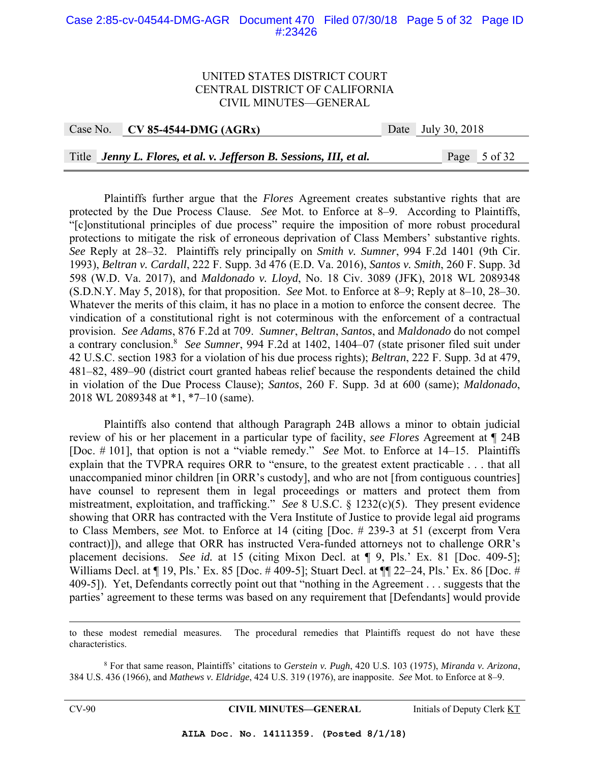Plaintiffs further argue that the *Flores* Agreement creates substantive rights that are protected by the Due Process Clause. *See* Mot. to Enforce at 8–9. According to Plaintiffs, "[c]onstitutional principles of due process" require the imposition of more robust procedural protections to mitigate the risk of erroneous deprivation of Class Members' substantive rights. *See* Reply at 28–32. Plaintiffs rely principally on *Smith v. Sumner*, 994 F.2d 1401 (9th Cir. 1993), *Beltran v. Cardall*, 222 F. Supp. 3d 476 (E.D. Va. 2016), *Santos v. Smith*, 260 F. Supp. 3d 598 (W.D. Va. 2017), and *Maldonado v. Lloyd*, No. 18 Civ. 3089 (JFK), 2018 WL 2089348 (S.D.N.Y. May 5, 2018), for that proposition. *See* Mot. to Enforce at 8–9; Reply at 8–10, 28–30. Whatever the merits of this claim, it has no place in a motion to enforce the consent decree. The vindication of a constitutional right is not coterminous with the enforcement of a contractual provision. *See Adams*, 876 F.2d at 709. *Sumner*, *Beltran*, *Santos*, and *Maldonado* do not compel a contrary conclusion.[8] *See Sumner*, 994 F.2d at 1402, 1404–07 (state prisoner filed suit under 42 U.S.C. section 1983 for a violation of his due process rights); *Beltran*, 222 F. Supp. 3d at 479, 481–82, 489–90 (district court granted habeas relief because the respondents detained the child in violation of the Due Process Clause); *Santos*, 260 F. Supp. 3d at 600 (same); *Maldonado*, 2018 WL 2089348 at *1, *7–10 (same).

Plaintiffs also contend that although Paragraph 24B allows a minor to obtain judicial review of his or her placement in a particular type of facility, *see Flores* Agreement at ¶ 24B [Doc. # 101], that option is not a "viable remedy." *See* Mot. to Enforce at 14–15. Plaintiffs explain that the TVPRA requires ORR to "ensure, to the greatest extent practicable . . . that all unaccompanied minor children [in ORR's custody], and who are not [from contiguous countries] have counsel to represent them in legal proceedings or matters and protect them from mistreatment, exploitation, and trafficking." *See* 8 U.S.C. § 1232(c)(5). They present evidence showing that ORR has contracted with the Vera Institute of Justice to provide legal aid programs to Class Members, *see* Mot. to Enforce at 14 (citing [Doc. # 239-3 at 51 (excerpt from Vera contract)]), and allege that ORR has instructed Vera-funded attorneys not to challenge ORR's placement decisions. *See id.* at 15 (citing Mixon Decl. at ¶ 9, Pls.' Ex. 81 [Doc. 409-5]; Williams Decl. at ¶ 19, Pls.' Ex. 85 [Doc. # 409-5]; Stuart Decl. at ¶¶ 22–24, Pls.' Ex. 86 [Doc. # 409-5]). Yet, Defendants correctly point out that "nothing in the Agreement . . . suggests that the parties' agreement to these terms was based on any requirement that [Defendants] would provide

---

to these modest remedial measures. The procedural remedies that Plaintiffs request do not have these characteristics.

[8] For that same reason, Plaintiffs' citations to *Gerstein v. Pugh*, 420 U.S. 103 (1975), *Miranda v. Arizona*, 384 U.S. 436 (1966), and *Mathews v. Eldridge*, 424 U.S. 319 (1976), are inapposite. *See* Mot. to Enforce at 8–9.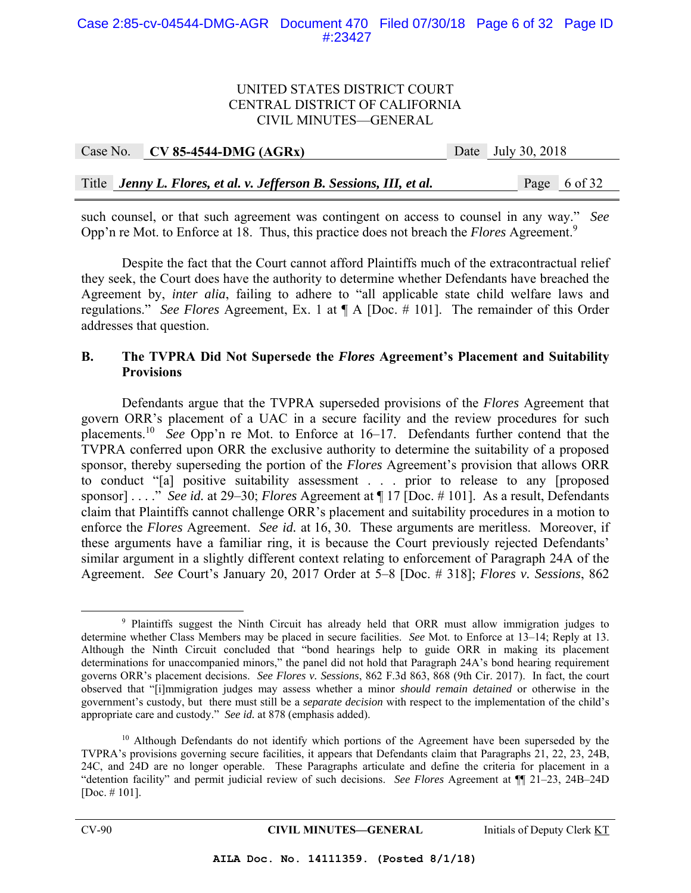such counsel, or that such agreement was contingent on access to counsel in any way." *See* Opp'n re Mot. to Enforce at 18. Thus, this practice does not breach the *Flores* Agreement.[9]

Despite the fact that the Court cannot afford Plaintiffs much of the extracontractual relief they seek, the Court does have the authority to determine whether Defendants have breached the Agreement by, *inter alia*, failing to adhere to "all applicable state child welfare laws and regulations." *See Flores* Agreement, Ex. 1 at ¶ A [Doc. # 101]. The remainder of this Order addresses that question.

### B. The TVPRA Did Not Supersede the *Flores* Agreement's Placement and Suitability Provisions

Defendants argue that the TVPRA superseded provisions of the *Flores* Agreement that govern ORR's placement of a UAC in a secure facility and the review procedures for such placements.[10] *See* Opp'n re Mot. to Enforce at 16–17. Defendants further contend that the TVPRA conferred upon ORR the exclusive authority to determine the suitability of a proposed sponsor, thereby superseding the portion of the *Flores* Agreement's provision that allows ORR to conduct "[a] positive suitability assessment . . . prior to release to any [proposed sponsor] . . . ." *See id.* at 29–30; *Flores* Agreement at ¶ 17 [Doc. # 101]. As a result, Defendants claim that Plaintiffs cannot challenge ORR's placement and suitability procedures in a motion to enforce the *Flores* Agreement. *See id.* at 16, 30. These arguments are meritless. Moreover, if these arguments have a familiar ring, it is because the Court previously rejected Defendants' similar argument in a slightly different context relating to enforcement of Paragraph 24A of the Agreement. *See* Court's January 20, 2017 Order at 5–8 [Doc. # 318]; *Flores v. Sessions*, 862

---

[9] Plaintiffs suggest the Ninth Circuit has already held that ORR must allow immigration judges to determine whether Class Members may be placed in secure facilities. *See* Mot. to Enforce at 13–14; Reply at 13. Although the Ninth Circuit concluded that "bond hearings help to guide ORR in making its placement determinations for unaccompanied minors," the panel did not hold that Paragraph 24A's bond hearing requirement governs ORR's placement decisions. *See Flores v. Sessions*, 862 F.3d 863, 868 (9th Cir. 2017). In fact, the court observed that "[i]mmigration judges may assess whether a minor *should remain detained* or otherwise in the government's custody, but there must still be a *separate decision* with respect to the implementation of the child's appropriate care and custody." *See id.* at 878 (emphasis added).

[10] Although Defendants do not identify which portions of the Agreement have been superseded by the TVPRA's provisions governing secure facilities, it appears that Defendants claim that Paragraphs 21, 22, 23, 24B, 24C, and 24D are no longer operable. These Paragraphs articulate and define the criteria for placement in a "detention facility" and permit judicial review of such decisions. *See Flores* Agreement at ¶¶ 21–23, 24B–24D [Doc. # 101].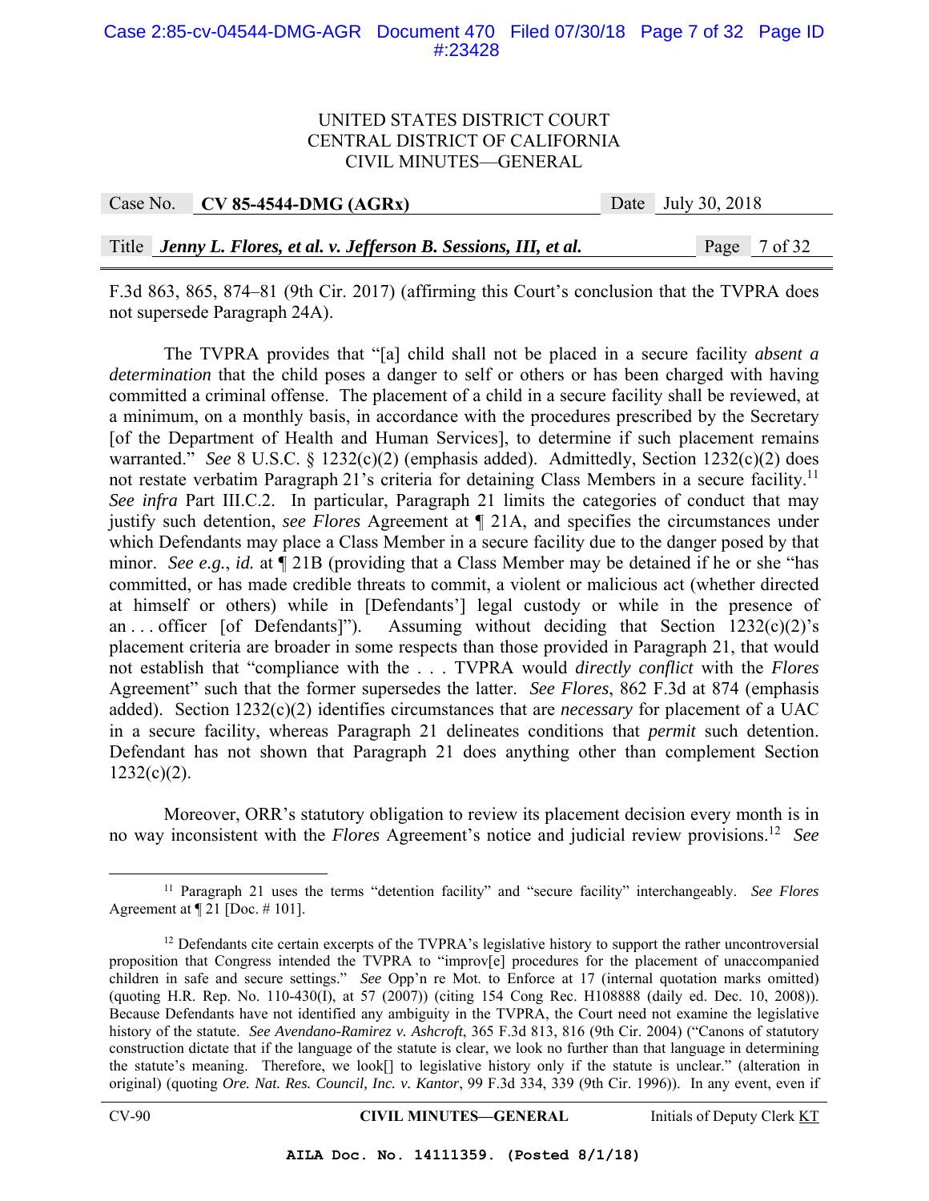F.3d 863, 865, 874–81 (9th Cir. 2017) (affirming this Court's conclusion that the TVPRA does not supersede Paragraph 24A).

The TVPRA provides that "[a] child shall not be placed in a secure facility *absent a determination* that the child poses a danger to self or others or has been charged with having committed a criminal offense. The placement of a child in a secure facility shall be reviewed, at a minimum, on a monthly basis, in accordance with the procedures prescribed by the Secretary [of the Department of Health and Human Services], to determine if such placement remains warranted." *See* 8 U.S.C. § 1232(c)(2) (emphasis added). Admittedly, Section 1232(c)(2) does not restate verbatim Paragraph 21's criteria for detaining Class Members in a secure facility.[11] *See infra* Part III.C.2. In particular, Paragraph 21 limits the categories of conduct that may justify such detention, *see Flores* Agreement at ¶ 21A, and specifies the circumstances under which Defendants may place a Class Member in a secure facility due to the danger posed by that minor. *See e.g.*, *id.* at ¶ 21B (providing that a Class Member may be detained if he or she "has committed, or has made credible threats to commit, a violent or malicious act (whether directed at himself or others) while in [Defendants'] legal custody or while in the presence of an . . . officer [of Defendants]"). Assuming without deciding that Section 1232(c)(2)'s placement criteria are broader in some respects than those provided in Paragraph 21, that would not establish that "compliance with the . . . TVPRA would *directly conflict* with the *Flores* Agreement" such that the former supersedes the latter. *See Flores*, 862 F.3d at 874 (emphasis added). Section 1232(c)(2) identifies circumstances that are *necessary* for placement of a UAC in a secure facility, whereas Paragraph 21 delineates conditions that *permit* such detention. Defendant has not shown that Paragraph 21 does anything other than complement Section 1232(c)(2).

Moreover, ORR's statutory obligation to review its placement decision every month is in no way inconsistent with the *Flores* Agreement's notice and judicial review provisions.[12] *See*

---

[11] Paragraph 21 uses the terms "detention facility" and "secure facility" interchangeably. *See Flores* Agreement at ¶ 21 [Doc. # 101].

[12] Defendants cite certain excerpts of the TVPRA's legislative history to support the rather uncontroversial proposition that Congress intended the TVPRA to "improv[e] procedures for the placement of unaccompanied children in safe and secure settings." *See* Opp'n re Mot. to Enforce at 17 (internal quotation marks omitted) (quoting H.R. Rep. No. 110-430(I), at 57 (2007)) (citing 154 Cong Rec. H108888 (daily ed. Dec. 10, 2008)). Because Defendants have not identified any ambiguity in the TVPRA, the Court need not examine the legislative history of the statute. *See Avendano-Ramirez v. Ashcroft*, 365 F.3d 813, 816 (9th Cir. 2004) ("Canons of statutory construction dictate that if the language of the statute is clear, we look no further than that language in determining the statute's meaning. Therefore, we look[] to legislative history only if the statute is unclear." (alteration in original) (quoting *Ore. Nat. Res. Council, Inc. v. Kantor*, 99 F.3d 334, 339 (9th Cir. 1996)). In any event, even if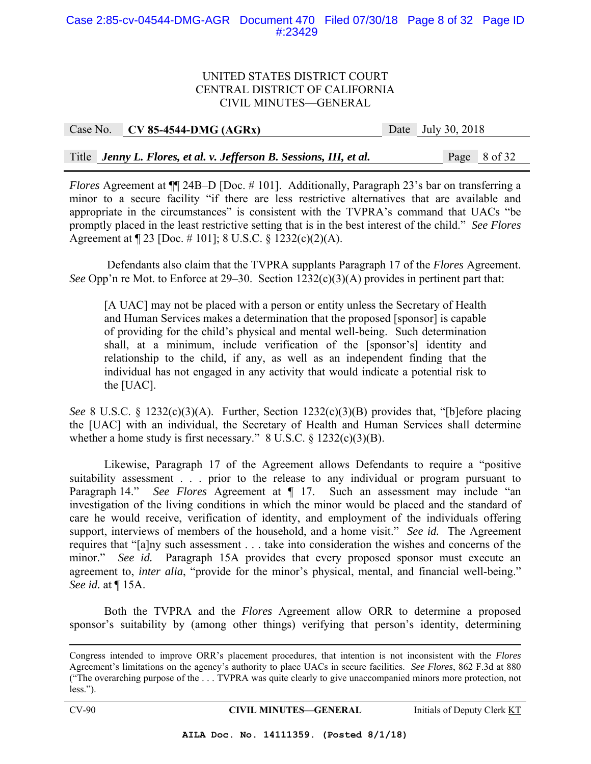*Flores* Agreement at ¶¶ 24B–D [Doc. # 101]. Additionally, Paragraph 23's bar on transferring a minor to a secure facility "if there are less restrictive alternatives that are available and appropriate in the circumstances" is consistent with the TVPRA's command that UACs "be promptly placed in the least restrictive setting that is in the best interest of the child." *See Flores* Agreement at ¶ 23 [Doc. # 101]; 8 U.S.C. § 1232(c)(2)(A).

Defendants also claim that the TVPRA supplants Paragraph 17 of the *Flores* Agreement. *See* Opp'n re Mot. to Enforce at 29–30. Section 1232(c)(3)(A) provides in pertinent part that:

> [A UAC] may not be placed with a person or entity unless the Secretary of Health and Human Services makes a determination that the proposed [sponsor] is capable of providing for the child's physical and mental well-being. Such determination shall, at a minimum, include verification of the [sponsor's] identity and relationship to the child, if any, as well as an independent finding that the individual has not engaged in any activity that would indicate a potential risk to the [UAC].

*See* 8 U.S.C. § 1232(c)(3)(A). Further, Section 1232(c)(3)(B) provides that, "[b]efore placing the [UAC] with an individual, the Secretary of Health and Human Services shall determine whether a home study is first necessary." 8 U.S.C. § 1232(c)(3)(B).

Likewise, Paragraph 17 of the Agreement allows Defendants to require a "positive suitability assessment . . . prior to the release to any individual or program pursuant to Paragraph 14." *See Flores* Agreement at ¶ 17. Such an assessment may include "an investigation of the living conditions in which the minor would be placed and the standard of care he would receive, verification of identity, and employment of the individuals offering support, interviews of members of the household, and a home visit." *See id.* The Agreement requires that "[a]ny such assessment . . . take into consideration the wishes and concerns of the minor." *See id.* Paragraph 15A provides that every proposed sponsor must execute an agreement to, *inter alia*, "provide for the minor's physical, mental, and financial well-being." *See id.* at ¶ 15A.

Both the TVPRA and the *Flores* Agreement allow ORR to determine a proposed sponsor's suitability by (among other things) verifying that person's identity, determining

---

Congress intended to improve ORR's placement procedures, that intention is not inconsistent with the *Flores* Agreement's limitations on the agency's authority to place UACs in secure facilities. *See Flores*, 862 F.3d at 880 ("The overarching purpose of the . . . TVPRA was quite clearly to give unaccompanied minors more protection, not less.").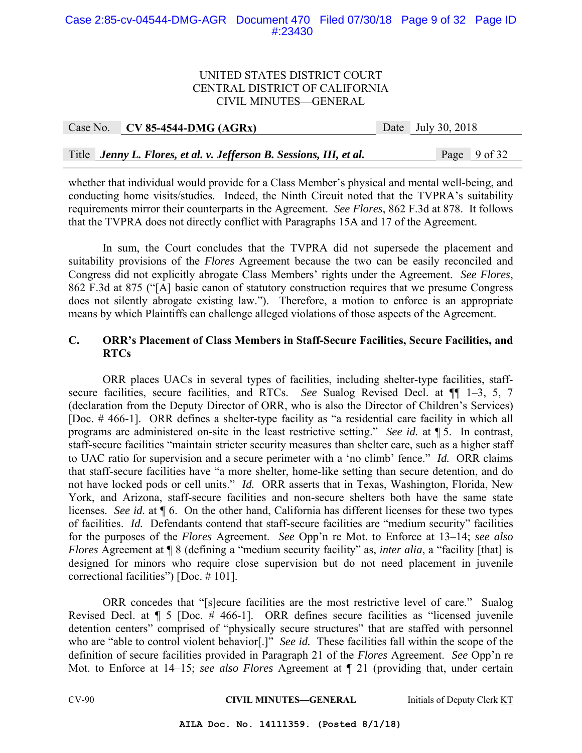whether that individual would provide for a Class Member's physical and mental well-being, and conducting home visits/studies. Indeed, the Ninth Circuit noted that the TVPRA's suitability requirements mirror their counterparts in the Agreement. *See Flores*, 862 F.3d at 878. It follows that the TVPRA does not directly conflict with Paragraphs 15A and 17 of the Agreement.

In sum, the Court concludes that the TVPRA did not supersede the placement and suitability provisions of the *Flores* Agreement because the two can be easily reconciled and Congress did not explicitly abrogate Class Members' rights under the Agreement. *See Flores*, 862 F.3d at 875 ("[A] basic canon of statutory construction requires that we presume Congress does not silently abrogate existing law."). Therefore, a motion to enforce is an appropriate means by which Plaintiffs can challenge alleged violations of those aspects of the Agreement.

### C. ORR's Placement of Class Members in Staff-Secure Facilities, Secure Facilities, and RTCs

ORR places UACs in several types of facilities, including shelter-type facilities, staff-secure facilities, secure facilities, and RTCs. *See* Sualog Revised Decl. at ¶¶ 1–3, 5, 7 (declaration from the Deputy Director of ORR, who is also the Director of Children's Services) [Doc. # 466-1]. ORR defines a shelter-type facility as "a residential care facility in which all programs are administered on-site in the least restrictive setting." *See id.* at ¶ 5. In contrast, staff-secure facilities "maintain stricter security measures than shelter care, such as a higher staff to UAC ratio for supervision and a secure perimeter with a 'no climb' fence." *Id.* ORR claims that staff-secure facilities have "a more shelter, home-like setting than secure detention, and do not have locked pods or cell units." *Id.* ORR asserts that in Texas, Washington, Florida, New York, and Arizona, staff-secure facilities and non-secure shelters both have the same state licenses. *See id.* at ¶ 6. On the other hand, California has different licenses for these two types of facilities. *Id.* Defendants contend that staff-secure facilities are "medium security" facilities for the purposes of the *Flores* Agreement. *See* Opp'n re Mot. to Enforce at 13–14; *see also Flores* Agreement at ¶ 8 (defining a "medium security facility" as, *inter alia*, a "facility [that] is designed for minors who require close supervision but do not need placement in juvenile correctional facilities") [Doc. # 101].

ORR concedes that "[s]ecure facilities are the most restrictive level of care." Sualog Revised Decl. at ¶ 5 [Doc. # 466-1]. ORR defines secure facilities as "licensed juvenile detention centers" comprised of "physically secure structures" that are staffed with personnel who are "able to control violent behavior[.]" *See id.* These facilities fall within the scope of the definition of secure facilities provided in Paragraph 21 of the *Flores* Agreement. *See* Opp'n re Mot. to Enforce at 14–15; *see also Flores* Agreement at ¶ 21 (providing that, under certain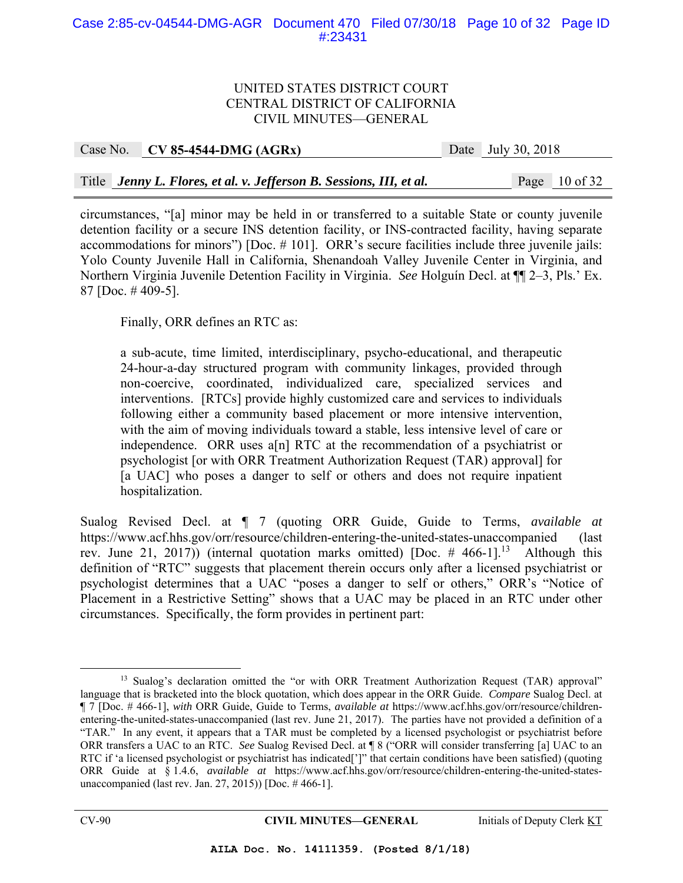circumstances, "[a] minor may be held in or transferred to a suitable State or county juvenile detention facility or a secure INS detention facility, or INS-contracted facility, having separate accommodations for minors") [Doc. # 101]. ORR's secure facilities include three juvenile jails: Yolo County Juvenile Hall in California, Shenandoah Valley Juvenile Center in Virginia, and Northern Virginia Juvenile Detention Facility in Virginia. *See* Holguín Decl. at ¶¶ 2–3, Pls.' Ex. 87 [Doc. # 409-5].

Finally, ORR defines an RTC as:

> a sub-acute, time limited, interdisciplinary, psycho-educational, and therapeutic 24-hour-a-day structured program with community linkages, provided through non-coercive, coordinated, individualized care, specialized services and interventions. [RTCs] provide highly customized care and services to individuals following either a community based placement or more intensive intervention, with the aim of moving individuals toward a stable, less intensive level of care or independence. ORR uses a[n] RTC at the recommendation of a psychiatrist or psychologist [or with ORR Treatment Authorization Request (TAR) approval] for [a UAC] who poses a danger to self or others and does not require inpatient hospitalization.

Sualog Revised Decl. at ¶ 7 (quoting ORR Guide, Guide to Terms, *available at* https://www.acf.hhs.gov/orr/resource/children-entering-the-united-states-unaccompanied (last rev. June 21, 2017)) (internal quotation marks omitted) [Doc. # 466-1].[13] Although this definition of "RTC" suggests that placement therein occurs only after a licensed psychiatrist or psychologist determines that a UAC "poses a danger to self or others," ORR's "Notice of Placement in a Restrictive Setting" shows that a UAC may be placed in an RTC under other circumstances. Specifically, the form provides in pertinent part:

---

[13] Sualog's declaration omitted the "or with ORR Treatment Authorization Request (TAR) approval" language that is bracketed into the block quotation, which does appear in the ORR Guide. *Compare* Sualog Decl. at ¶ 7 [Doc. # 466-1], *with* ORR Guide, Guide to Terms, *available at* https://www.acf.hhs.gov/orr/resource/children-entering-the-united-states-unaccompanied (last rev. June 21, 2017). The parties have not provided a definition of a "TAR." In any event, it appears that a TAR must be completed by a licensed psychologist or psychiatrist before ORR transfers a UAC to an RTC. *See* Sualog Revised Decl. at ¶ 8 ("ORR will consider transferring [a] UAC to an RTC if 'a licensed psychologist or psychiatrist has indicated[']" that certain conditions have been satisfied) (quoting ORR Guide at § 1.4.6, *available at* https://www.acf.hhs.gov/orr/resource/children-entering-the-united-states-unaccompanied (last rev. Jan. 27, 2015)) [Doc. # 466-1].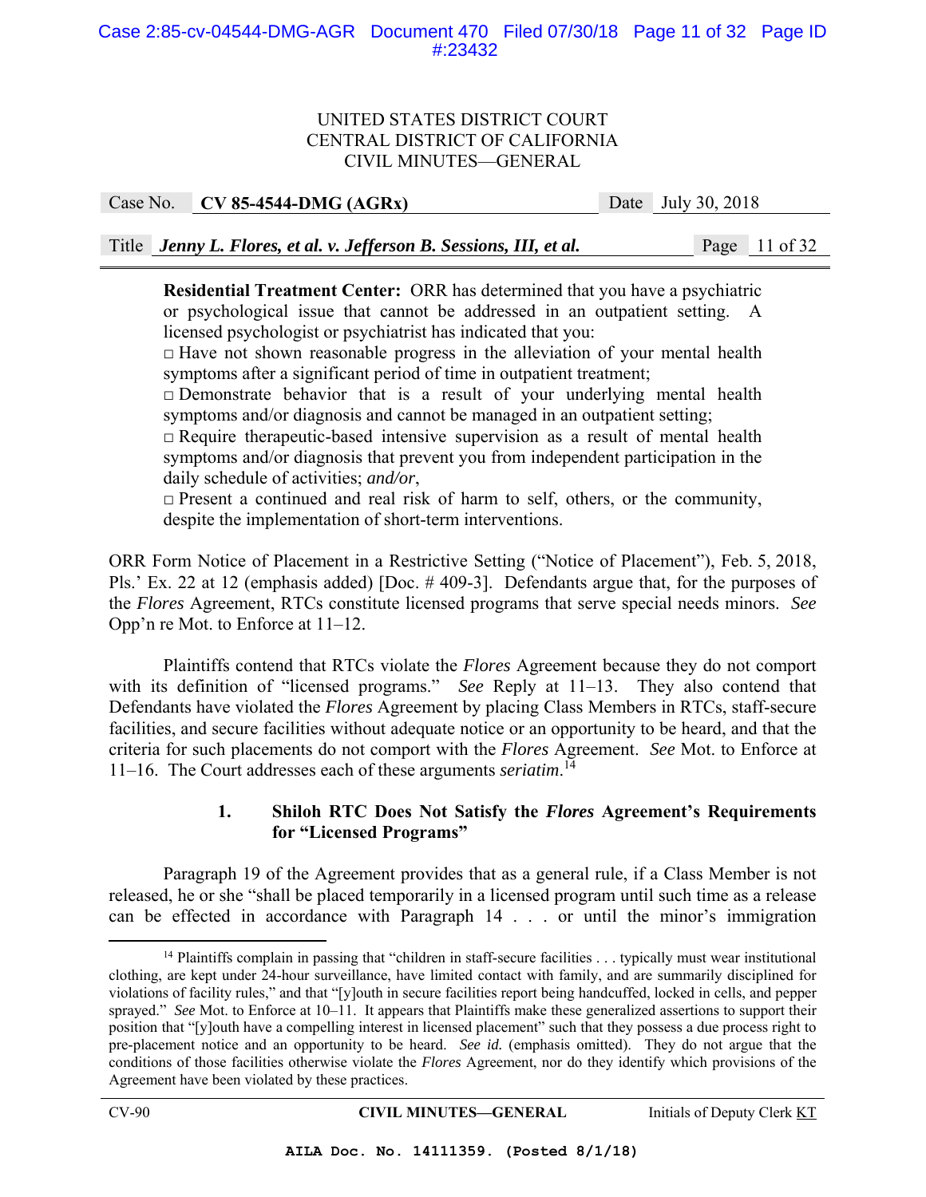**Residential Treatment Center:** ORR has determined that you have a psychiatric or psychological issue that cannot be addressed in an outpatient setting. A licensed psychologist or psychiatrist has indicated that you:

□ Have not shown reasonable progress in the alleviation of your mental health symptoms after a significant period of time in outpatient treatment;

□ Demonstrate behavior that is a result of your underlying mental health symptoms and/or diagnosis and cannot be managed in an outpatient setting;

□ Require therapeutic-based intensive supervision as a result of mental health symptoms and/or diagnosis that prevent you from independent participation in the daily schedule of activities; *and/or*,

□ Present a continued and real risk of harm to self, others, or the community, despite the implementation of short-term interventions.

ORR Form Notice of Placement in a Restrictive Setting ("Notice of Placement"), Feb. 5, 2018, Pls.' Ex. 22 at 12 (emphasis added) [Doc. # 409-3]. Defendants argue that, for the purposes of the *Flores* Agreement, RTCs constitute licensed programs that serve special needs minors. *See* Opp'n re Mot. to Enforce at 11–12.

Plaintiffs contend that RTCs violate the *Flores* Agreement because they do not comport with its definition of "licensed programs." *See* Reply at 11–13. They also contend that Defendants have violated the *Flores* Agreement by placing Class Members in RTCs, staff-secure facilities, and secure facilities without adequate notice or an opportunity to be heard, and that the criteria for such placements do not comport with the *Flores* Agreement. *See* Mot. to Enforce at 11–16. The Court addresses each of these arguments *seriatim*.[14]

### 1. Shiloh RTC Does Not Satisfy the *Flores* Agreement's Requirements for "Licensed Programs"

Paragraph 19 of the Agreement provides that as a general rule, if a Class Member is not released, he or she "shall be placed temporarily in a licensed program until such time as a release can be effected in accordance with Paragraph 14 . . . or until the minor's immigration

---

[14] Plaintiffs complain in passing that "children in staff-secure facilities . . . typically must wear institutional clothing, are kept under 24-hour surveillance, have limited contact with family, and are summarily disciplined for violations of facility rules," and that "[y]outh in secure facilities report being handcuffed, locked in cells, and pepper sprayed." *See* Mot. to Enforce at 10–11. It appears that Plaintiffs make these generalized assertions to support their position that "[y]outh have a compelling interest in licensed placement" such that they possess a due process right to pre-placement notice and an opportunity to be heard. *See id.* (emphasis omitted). They do not argue that the conditions of those facilities otherwise violate the *Flores* Agreement, nor do they identify which provisions of the Agreement have been violated by these practices.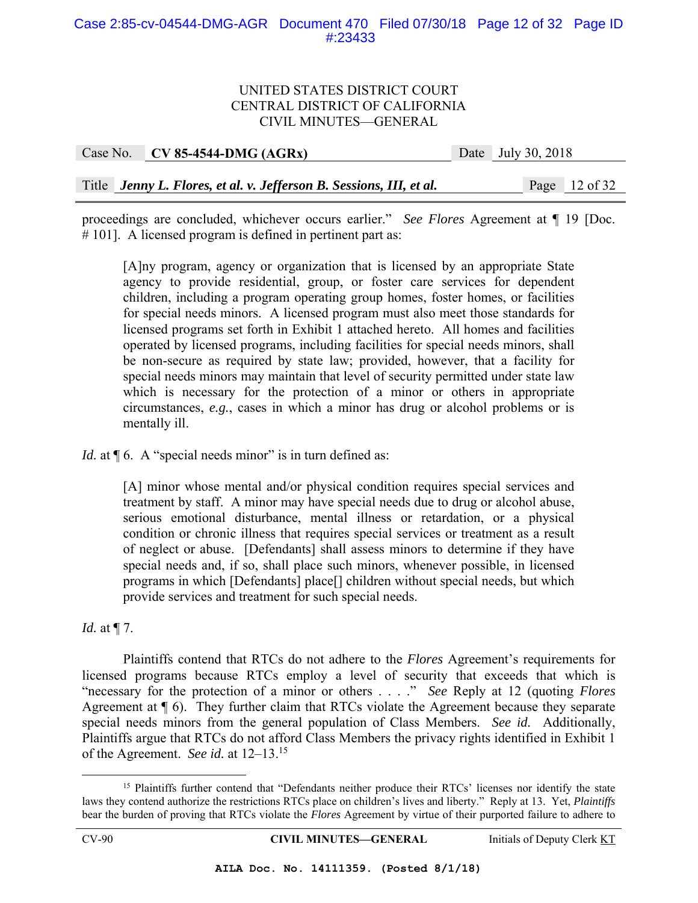proceedings are concluded, whichever occurs earlier." *See Flores* Agreement at ¶ 19 [Doc. # 101]. A licensed program is defined in pertinent part as:

> [A]ny program, agency or organization that is licensed by an appropriate State agency to provide residential, group, or foster care services for dependent children, including a program operating group homes, foster homes, or facilities for special needs minors. A licensed program must also meet those standards for licensed programs set forth in Exhibit 1 attached hereto. All homes and facilities operated by licensed programs, including facilities for special needs minors, shall be non-secure as required by state law; provided, however, that a facility for special needs minors may maintain that level of security permitted under state law which is necessary for the protection of a minor or others in appropriate circumstances, *e.g.*, cases in which a minor has drug or alcohol problems or is mentally ill.

*Id.* at ¶ 6. A "special needs minor" is in turn defined as:

> [A] minor whose mental and/or physical condition requires special services and treatment by staff. A minor may have special needs due to drug or alcohol abuse, serious emotional disturbance, mental illness or retardation, or a physical condition or chronic illness that requires special services or treatment as a result of neglect or abuse. [Defendants] shall assess minors to determine if they have special needs and, if so, shall place such minors, whenever possible, in licensed programs in which [Defendants] place[] children without special needs, but which provide services and treatment for such special needs.

*Id.* at ¶ 7.

Plaintiffs contend that RTCs do not adhere to the *Flores* Agreement's requirements for licensed programs because RTCs employ a level of security that exceeds that which is "necessary for the protection of a minor or others . . . ." *See* Reply at 12 (quoting *Flores* Agreement at ¶ 6). They further claim that RTCs violate the Agreement because they separate special needs minors from the general population of Class Members. *See id.* Additionally, Plaintiffs argue that RTCs do not afford Class Members the privacy rights identified in Exhibit 1 of the Agreement. *See id.* at 12–13.[15]

[15] Plaintiffs further contend that "Defendants neither produce their RTCs' licenses nor identify the state laws they contend authorize the restrictions RTCs place on children's lives and liberty." Reply at 13. Yet, *Plaintiffs* bear the burden of proving that RTCs violate the *Flores* Agreement by virtue of their purported failure to adhere to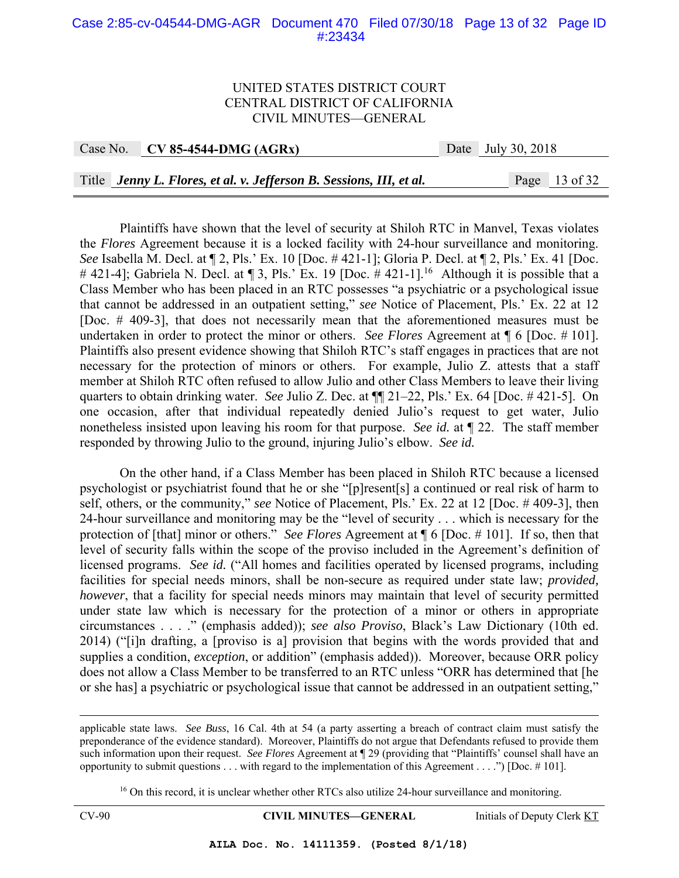Plaintiffs have shown that the level of security at Shiloh RTC in Manvel, Texas violates the *Flores* Agreement because it is a locked facility with 24-hour surveillance and monitoring. *See* Isabella M. Decl. at ¶ 2, Pls.' Ex. 10 [Doc. # 421-1]; Gloria P. Decl. at ¶ 2, Pls.' Ex. 41 [Doc. # 421-4]; Gabriela N. Decl. at ¶ 3, Pls.' Ex. 19 [Doc. # 421-1].[16] Although it is possible that a Class Member who has been placed in an RTC possesses "a psychiatric or a psychological issue that cannot be addressed in an outpatient setting," *see* Notice of Placement, Pls.' Ex. 22 at 12 [Doc. # 409-3], that does not necessarily mean that the aforementioned measures must be undertaken in order to protect the minor or others. *See Flores* Agreement at ¶ 6 [Doc. # 101]. Plaintiffs also present evidence showing that Shiloh RTC's staff engages in practices that are not necessary for the protection of minors or others. For example, Julio Z. attests that a staff member at Shiloh RTC often refused to allow Julio and other Class Members to leave their living quarters to obtain drinking water. *See* Julio Z. Dec. at ¶¶ 21–22, Pls.' Ex. 64 [Doc. # 421-5]. On one occasion, after that individual repeatedly denied Julio's request to get water, Julio nonetheless insisted upon leaving his room for that purpose. *See id.* at ¶ 22. The staff member responded by throwing Julio to the ground, injuring Julio's elbow. *See id.*

On the other hand, if a Class Member has been placed in Shiloh RTC because a licensed psychologist or psychiatrist found that he or she "[p]resent[s] a continued or real risk of harm to self, others, or the community," *see* Notice of Placement, Pls.' Ex. 22 at 12 [Doc. # 409-3], then 24-hour surveillance and monitoring may be the "level of security . . . which is necessary for the protection of [that] minor or others." *See Flores* Agreement at ¶ 6 [Doc. # 101]. If so, then that level of security falls within the scope of the proviso included in the Agreement's definition of licensed programs. *See id.* ("All homes and facilities operated by licensed programs, including facilities for special needs minors, shall be non-secure as required under state law; *provided, however*, that a facility for special needs minors may maintain that level of security permitted under state law which is necessary for the protection of a minor or others in appropriate circumstances . . . ." (emphasis added)); *see also Proviso*, Black's Law Dictionary (10th ed. 2014) ("[i]n drafting, a [proviso is a] provision that begins with the words provided that and supplies a condition, *exception*, or addition" (emphasis added)). Moreover, because ORR policy does not allow a Class Member to be transferred to an RTC unless "ORR has determined that [he or she has] a psychiatric or psychological issue that cannot be addressed in an outpatient setting,"

---

applicable state laws. *See Buss*, 16 Cal. 4th at 54 (a party asserting a breach of contract claim must satisfy the preponderance of the evidence standard). Moreover, Plaintiffs do not argue that Defendants refused to provide them such information upon their request. *See Flores* Agreement at ¶ 29 (providing that "Plaintiffs' counsel shall have an opportunity to submit questions . . . with regard to the implementation of this Agreement . . . .") [Doc. # 101].

[16] On this record, it is unclear whether other RTCs also utilize 24-hour surveillance and monitoring.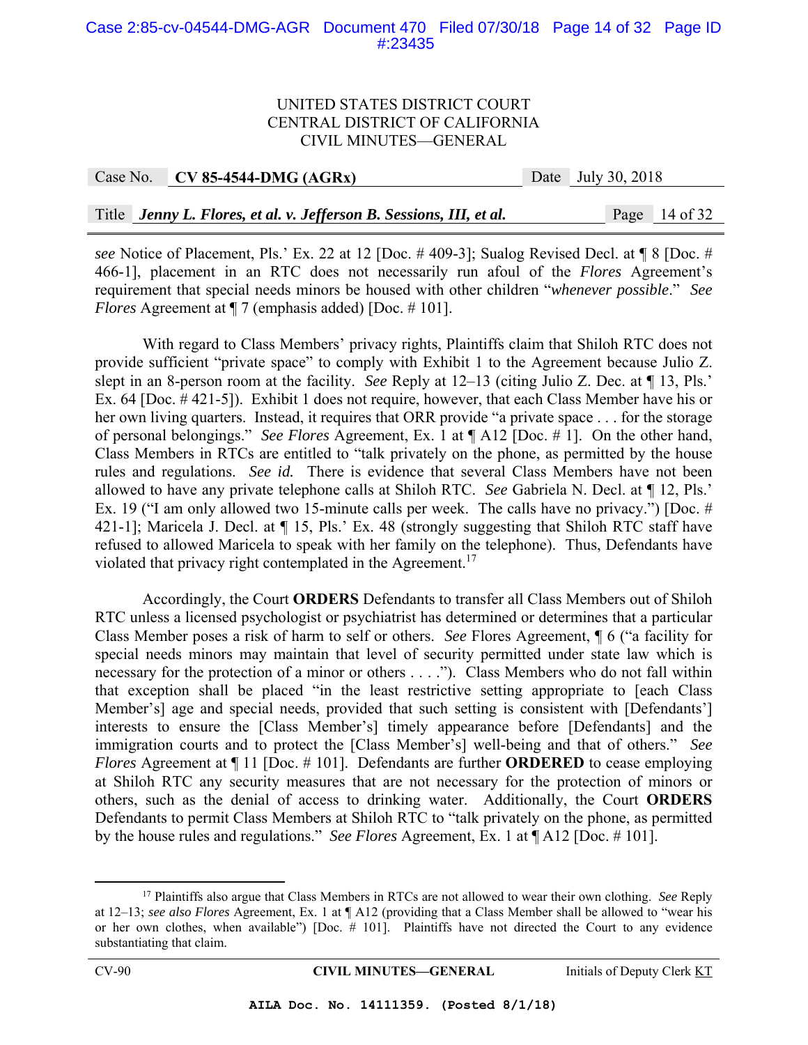*see* Notice of Placement, Pls.' Ex. 22 at 12 [Doc. # 409-3]; Sualog Revised Decl. at ¶ 8 [Doc. # 466-1], placement in an RTC does not necessarily run afoul of the *Flores* Agreement's requirement that special needs minors be housed with other children "*whenever possible*." *See Flores* Agreement at ¶ 7 (emphasis added) [Doc. # 101].

With regard to Class Members' privacy rights, Plaintiffs claim that Shiloh RTC does not provide sufficient "private space" to comply with Exhibit 1 to the Agreement because Julio Z. slept in an 8-person room at the facility. *See* Reply at 12–13 (citing Julio Z. Dec. at ¶ 13, Pls.' Ex. 64 [Doc. # 421-5]). Exhibit 1 does not require, however, that each Class Member have his or her own living quarters. Instead, it requires that ORR provide "a private space . . . for the storage of personal belongings." *See Flores* Agreement, Ex. 1 at ¶ A12 [Doc. # 1]. On the other hand, Class Members in RTCs are entitled to "talk privately on the phone, as permitted by the house rules and regulations. *See id.* There is evidence that several Class Members have not been allowed to have any private telephone calls at Shiloh RTC. *See* Gabriela N. Decl. at ¶ 12, Pls.' Ex. 19 ("I am only allowed two 15-minute calls per week. The calls have no privacy.") [Doc. # 421-1]; Maricela J. Decl. at ¶ 15, Pls.' Ex. 48 (strongly suggesting that Shiloh RTC staff have refused to allowed Maricela to speak with her family on the telephone). Thus, Defendants have violated that privacy right contemplated in the Agreement.[17]

Accordingly, the Court **ORDERS** Defendants to transfer all Class Members out of Shiloh RTC unless a licensed psychologist or psychiatrist has determined or determines that a particular Class Member poses a risk of harm to self or others. *See* Flores Agreement, ¶ 6 ("a facility for special needs minors may maintain that level of security permitted under state law which is necessary for the protection of a minor or others . . . ."). Class Members who do not fall within that exception shall be placed "in the least restrictive setting appropriate to [each Class Member's] age and special needs, provided that such setting is consistent with [Defendants'] interests to ensure the [Class Member's] timely appearance before [Defendants] and the immigration courts and to protect the [Class Member's] well-being and that of others." *See Flores* Agreement at ¶ 11 [Doc. # 101]. Defendants are further **ORDERED** to cease employing at Shiloh RTC any security measures that are not necessary for the protection of minors or others, such as the denial of access to drinking water. Additionally, the Court **ORDERS** Defendants to permit Class Members at Shiloh RTC to "talk privately on the phone, as permitted by the house rules and regulations." *See Flores* Agreement, Ex. 1 at ¶ A12 [Doc. # 101].

---

[17] Plaintiffs also argue that Class Members in RTCs are not allowed to wear their own clothing. *See* Reply at 12–13; *see also Flores* Agreement, Ex. 1 at ¶ A12 (providing that a Class Member shall be allowed to "wear his or her own clothes, when available") [Doc. # 101]. Plaintiffs have not directed the Court to any evidence substantiating that claim.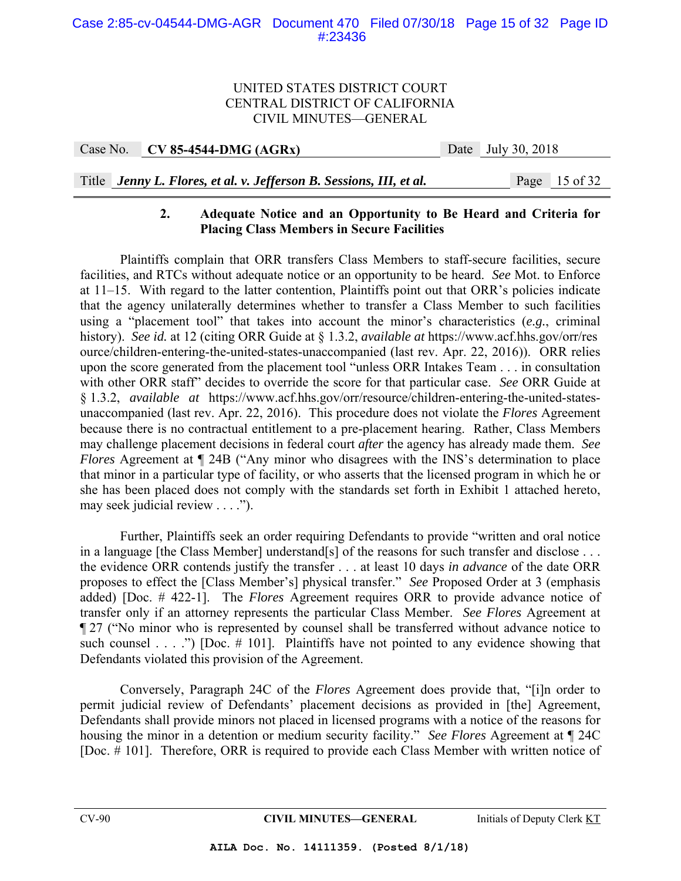### 2. Adequate Notice and an Opportunity to Be Heard and Criteria for Placing Class Members in Secure Facilities

Plaintiffs complain that ORR transfers Class Members to staff-secure facilities, secure facilities, and RTCs without adequate notice or an opportunity to be heard. *See* Mot. to Enforce at 11–15. With regard to the latter contention, Plaintiffs point out that ORR's policies indicate that the agency unilaterally determines whether to transfer a Class Member to such facilities using a "placement tool" that takes into account the minor's characteristics (*e.g.*, criminal history). *See id.* at 12 (citing ORR Guide at § 1.3.2, *available at* https://www.acf.hhs.gov/orr/resource/children-entering-the-united-states-unaccompanied (last rev. Apr. 22, 2016)). ORR relies upon the score generated from the placement tool "unless ORR Intakes Team . . . in consultation with other ORR staff" decides to override the score for that particular case. *See* ORR Guide at § 1.3.2, *available at* https://www.acf.hhs.gov/orr/resource/children-entering-the-united-states-unaccompanied (last rev. Apr. 22, 2016). This procedure does not violate the *Flores* Agreement because there is no contractual entitlement to a pre-placement hearing. Rather, Class Members may challenge placement decisions in federal court *after* the agency has already made them. *See Flores* Agreement at ¶ 24B ("Any minor who disagrees with the INS's determination to place that minor in a particular type of facility, or who asserts that the licensed program in which he or she has been placed does not comply with the standards set forth in Exhibit 1 attached hereto, may seek judicial review . . . .").

Further, Plaintiffs seek an order requiring Defendants to provide "written and oral notice in a language [the Class Member] understand[s] of the reasons for such transfer and disclose . . . the evidence ORR contends justify the transfer . . . at least 10 days *in advance* of the date ORR proposes to effect the [Class Member's] physical transfer." *See* Proposed Order at 3 (emphasis added) [Doc. # 422-1]. The *Flores* Agreement requires ORR to provide advance notice of transfer only if an attorney represents the particular Class Member. *See Flores* Agreement at ¶ 27 ("No minor who is represented by counsel shall be transferred without advance notice to such counsel . . . .") [Doc. # 101]. Plaintiffs have not pointed to any evidence showing that Defendants violated this provision of the Agreement.

Conversely, Paragraph 24C of the *Flores* Agreement does provide that, "[i]n order to permit judicial review of Defendants' placement decisions as provided in [the] Agreement, Defendants shall provide minors not placed in licensed programs with a notice of the reasons for housing the minor in a detention or medium security facility." *See Flores* Agreement at ¶ 24C [Doc. # 101]. Therefore, ORR is required to provide each Class Member with written notice of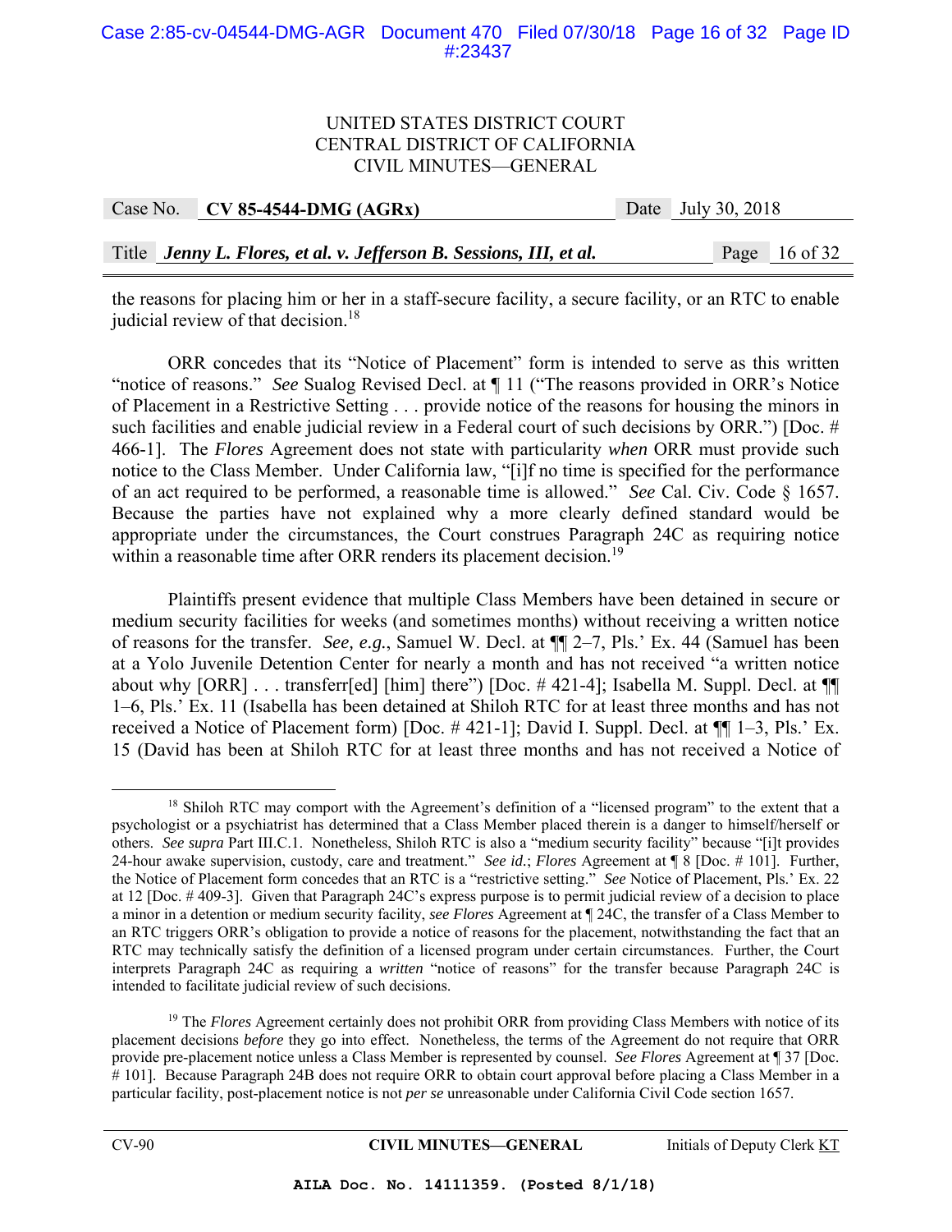the reasons for placing him or her in a staff-secure facility, a secure facility, or an RTC to enable judicial review of that decision.[18]

ORR concedes that its "Notice of Placement" form is intended to serve as this written "notice of reasons." *See* Sualog Revised Decl. at ¶ 11 ("The reasons provided in ORR's Notice of Placement in a Restrictive Setting . . . provide notice of the reasons for housing the minors in such facilities and enable judicial review in a Federal court of such decisions by ORR.") [Doc. # 466-1]. The *Flores* Agreement does not state with particularity *when* ORR must provide such notice to the Class Member. Under California law, "[i]f no time is specified for the performance of an act required to be performed, a reasonable time is allowed." *See* Cal. Civ. Code § 1657. Because the parties have not explained why a more clearly defined standard would be appropriate under the circumstances, the Court construes Paragraph 24C as requiring notice within a reasonable time after ORR renders its placement decision.[19]

Plaintiffs present evidence that multiple Class Members have been detained in secure or medium security facilities for weeks (and sometimes months) without receiving a written notice of reasons for the transfer. *See, e.g.*, Samuel W. Decl. at ¶¶ 2–7, Pls.' Ex. 44 (Samuel has been at a Yolo Juvenile Detention Center for nearly a month and has not received "a written notice about why [ORR] . . . transferr[ed] [him] there") [Doc. # 421-4]; Isabella M. Suppl. Decl. at ¶¶ 1–6, Pls.' Ex. 11 (Isabella has been detained at Shiloh RTC for at least three months and has not received a Notice of Placement form) [Doc. # 421-1]; David I. Suppl. Decl. at ¶¶ 1–3, Pls.' Ex. 15 (David has been at Shiloh RTC for at least three months and has not received a Notice of

---

[18] Shiloh RTC may comport with the Agreement's definition of a "licensed program" to the extent that a psychologist or a psychiatrist has determined that a Class Member placed therein is a danger to himself/herself or others. *See supra* Part III.C.1. Nonetheless, Shiloh RTC is also a "medium security facility" because "[i]t provides 24-hour awake supervision, custody, care and treatment." *See id.*; *Flores* Agreement at ¶ 8 [Doc. # 101]. Further, the Notice of Placement form concedes that an RTC is a "restrictive setting." *See* Notice of Placement, Pls.' Ex. 22 at 12 [Doc. # 409-3]. Given that Paragraph 24C's express purpose is to permit judicial review of a decision to place a minor in a detention or medium security facility, *see Flores* Agreement at ¶ 24C, the transfer of a Class Member to an RTC triggers ORR's obligation to provide a notice of reasons for the placement, notwithstanding the fact that an RTC may technically satisfy the definition of a licensed program under certain circumstances. Further, the Court interprets Paragraph 24C as requiring a *written* "notice of reasons" for the transfer because Paragraph 24C is intended to facilitate judicial review of such decisions.

[19] The *Flores* Agreement certainly does not prohibit ORR from providing Class Members with notice of its placement decisions *before* they go into effect. Nonetheless, the terms of the Agreement do not require that ORR provide pre-placement notice unless a Class Member is represented by counsel. *See Flores* Agreement at ¶ 37 [Doc. # 101]. Because Paragraph 24B does not require ORR to obtain court approval before placing a Class Member in a particular facility, post-placement notice is not *per se* unreasonable under California Civil Code section 1657.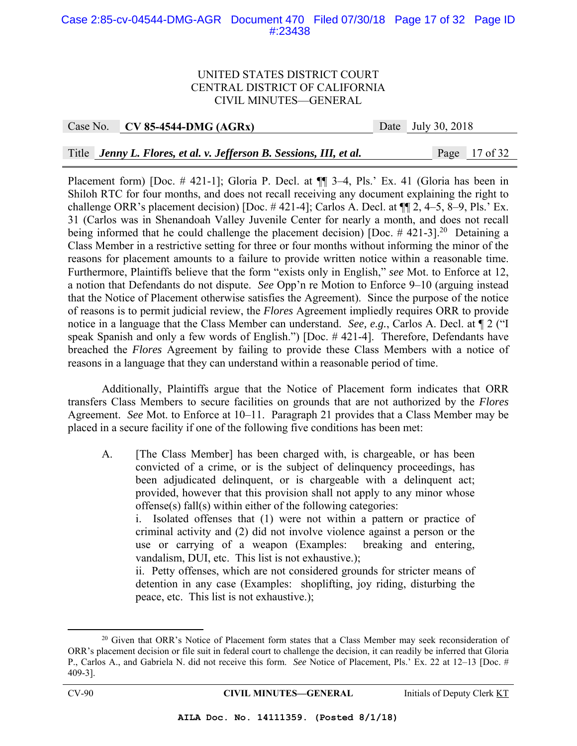Placement form) [Doc. # 421-1]; Gloria P. Decl. at ¶¶ 3–4, Pls.' Ex. 41 (Gloria has been in Shiloh RTC for four months, and does not recall receiving any document explaining the right to challenge ORR's placement decision) [Doc. # 421-4]; Carlos A. Decl. at ¶¶ 2, 4–5, 8–9, Pls.' Ex. 31 (Carlos was in Shenandoah Valley Juvenile Center for nearly a month, and does not recall being informed that he could challenge the placement decision) [Doc. # 421-3].[20] Detaining a Class Member in a restrictive setting for three or four months without informing the minor of the reasons for placement amounts to a failure to provide written notice within a reasonable time. Furthermore, Plaintiffs believe that the form "exists only in English," *see* Mot. to Enforce at 12, a notion that Defendants do not dispute. *See* Opp'n re Motion to Enforce 9–10 (arguing instead that the Notice of Placement otherwise satisfies the Agreement). Since the purpose of the notice of reasons is to permit judicial review, the *Flores* Agreement impliedly requires ORR to provide notice in a language that the Class Member can understand. *See, e.g.*, Carlos A. Decl. at ¶ 2 ("I speak Spanish and only a few words of English.") [Doc. # 421-4]. Therefore, Defendants have breached the *Flores* Agreement by failing to provide these Class Members with a notice of reasons in a language that they can understand within a reasonable period of time.

Additionally, Plaintiffs argue that the Notice of Placement form indicates that ORR transfers Class Members to secure facilities on grounds that are not authorized by the *Flores* Agreement. *See* Mot. to Enforce at 10–11. Paragraph 21 provides that a Class Member may be placed in a secure facility if one of the following five conditions has been met:

> A. [The Class Member] has been charged with, is chargeable, or has been convicted of a crime, or is the subject of delinquency proceedings, has been adjudicated delinquent, or is chargeable with a delinquent act; provided, however that this provision shall not apply to any minor whose offense(s) fall(s) within either of the following categories:
> i. Isolated offenses that (1) were not within a pattern or practice of criminal activity and (2) did not involve violence against a person or the use or carrying of a weapon (Examples: breaking and entering, vandalism, DUI, etc. This list is not exhaustive.);
> ii. Petty offenses, which are not considered grounds for stricter means of detention in any case (Examples: shoplifting, joy riding, disturbing the peace, etc. This list is not exhaustive.);

---

[20] Given that ORR's Notice of Placement form states that a Class Member may seek reconsideration of ORR's placement decision or file suit in federal court to challenge the decision, it can readily be inferred that Gloria P., Carlos A., and Gabriela N. did not receive this form. *See* Notice of Placement, Pls.' Ex. 22 at 12–13 [Doc. # 409-3].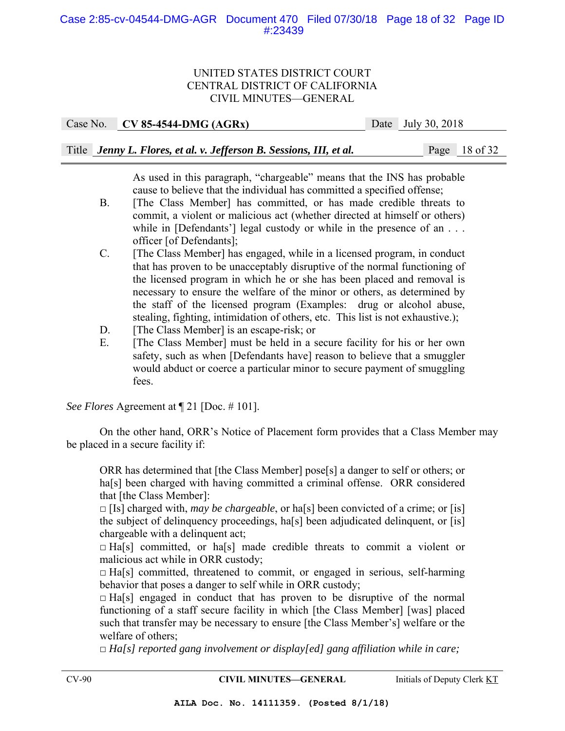As used in this paragraph, "chargeable" means that the INS has probable cause to believe that the individual has committed a specified offense;

B. [The Class Member] has committed, or has made credible threats to commit, a violent or malicious act (whether directed at himself or others) while in [Defendants'] legal custody or while in the presence of an . . . officer [of Defendants];

C. [The Class Member] has engaged, while in a licensed program, in conduct that has proven to be unacceptably disruptive of the normal functioning of the licensed program in which he or she has been placed and removal is necessary to ensure the welfare of the minor or others, as determined by the staff of the licensed program (Examples: drug or alcohol abuse, stealing, fighting, intimidation of others, etc. This list is not exhaustive.);

D. [The Class Member] is an escape-risk; or

E. [The Class Member] must be held in a secure facility for his or her own safety, such as when [Defendants have] reason to believe that a smuggler would abduct or coerce a particular minor to secure payment of smuggling fees.

*See Flores* Agreement at ¶ 21 [Doc. # 101].

On the other hand, ORR's Notice of Placement form provides that a Class Member may be placed in a secure facility if:

> ORR has determined that [the Class Member] pose[s] a danger to self or others; or ha[s] been charged with having committed a criminal offense. ORR considered that [the Class Member]:
>
> □ [Is] charged with, *may be chargeable*, or ha[s] been convicted of a crime; or [is] the subject of delinquency proceedings, ha[s] been adjudicated delinquent, or [is] chargeable with a delinquent act;
>
> □ Ha[s] committed, or ha[s] made credible threats to commit a violent or malicious act while in ORR custody;
>
> □ Ha[s] committed, threatened to commit, or engaged in serious, self-harming behavior that poses a danger to self while in ORR custody;
>
> □ Ha[s] engaged in conduct that has proven to be disruptive of the normal functioning of a staff secure facility in which [the Class Member] [was] placed such that transfer may be necessary to ensure [the Class Member's] welfare or the welfare of others;
>
> □ *Ha[s] reported gang involvement or display[ed] gang affiliation while in care;*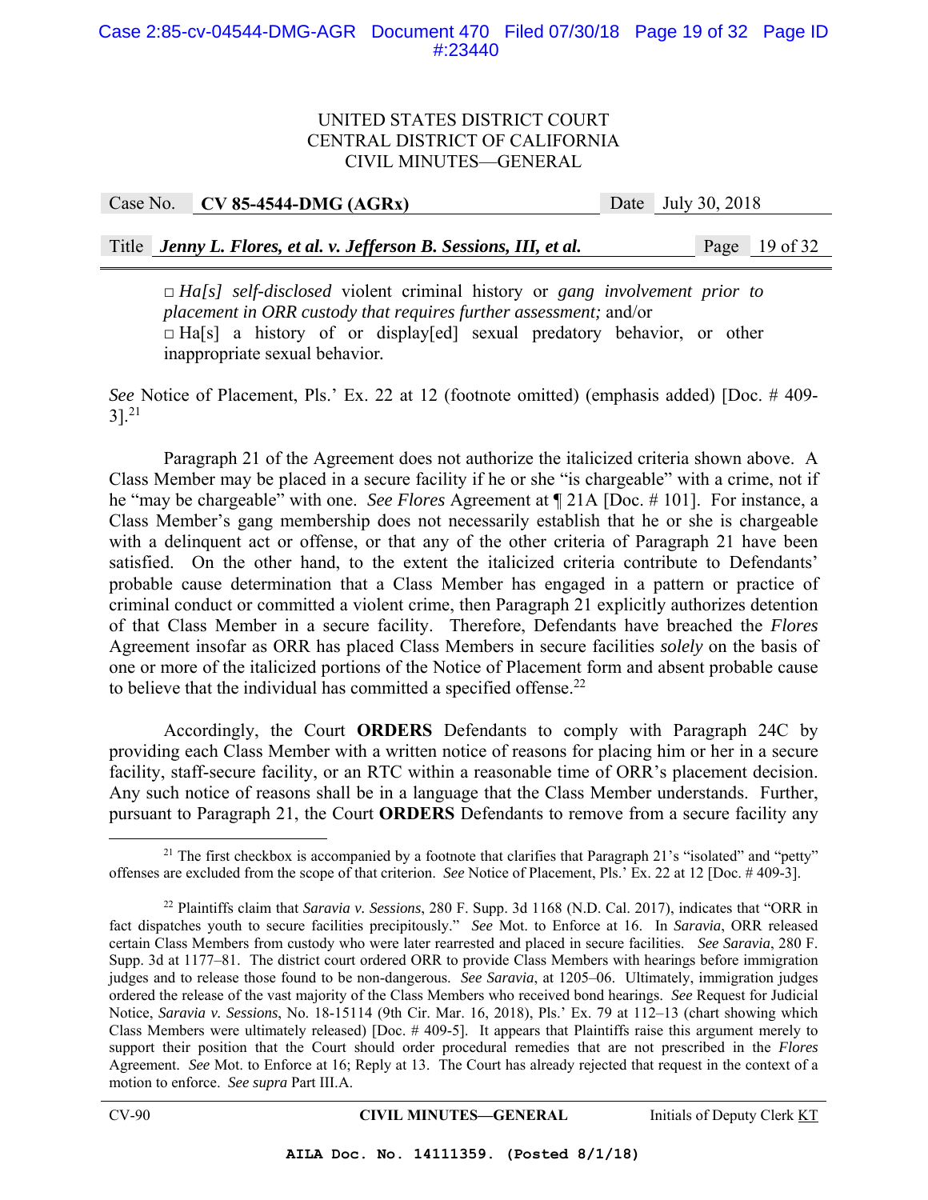□ *Ha[s] self-disclosed* violent criminal history or *gang involvement prior to placement in ORR custody that requires further assessment;* and/or
□ Ha[s] a history of or display[ed] sexual predatory behavior, or other inappropriate sexual behavior.

*See* Notice of Placement, Pls.' Ex. 22 at 12 (footnote omitted) (emphasis added) [Doc. # 409-3].[21]

Paragraph 21 of the Agreement does not authorize the italicized criteria shown above. A Class Member may be placed in a secure facility if he or she "is chargeable" with a crime, not if he "may be chargeable" with one. *See Flores* Agreement at ¶ 21A [Doc. # 101]. For instance, a Class Member's gang membership does not necessarily establish that he or she is chargeable with a delinquent act or offense, or that any of the other criteria of Paragraph 21 have been satisfied. On the other hand, to the extent the italicized criteria contribute to Defendants' probable cause determination that a Class Member has engaged in a pattern or practice of criminal conduct or committed a violent crime, then Paragraph 21 explicitly authorizes detention of that Class Member in a secure facility. Therefore, Defendants have breached the *Flores* Agreement insofar as ORR has placed Class Members in secure facilities *solely* on the basis of one or more of the italicized portions of the Notice of Placement form and absent probable cause to believe that the individual has committed a specified offense.[22]

Accordingly, the Court **ORDERS** Defendants to comply with Paragraph 24C by providing each Class Member with a written notice of reasons for placing him or her in a secure facility, staff-secure facility, or an RTC within a reasonable time of ORR's placement decision. Any such notice of reasons shall be in a language that the Class Member understands. Further, pursuant to Paragraph 21, the Court **ORDERS** Defendants to remove from a secure facility any

---

[21] The first checkbox is accompanied by a footnote that clarifies that Paragraph 21's "isolated" and "petty" offenses are excluded from the scope of that criterion. *See* Notice of Placement, Pls.' Ex. 22 at 12 [Doc. # 409-3].

[22] Plaintiffs claim that *Saravia v. Sessions*, 280 F. Supp. 3d 1168 (N.D. Cal. 2017), indicates that "ORR in fact dispatches youth to secure facilities precipitously." *See* Mot. to Enforce at 16. In *Saravia*, ORR released certain Class Members from custody who were later rearrested and placed in secure facilities. *See Saravia*, 280 F. Supp. 3d at 1177–81. The district court ordered ORR to provide Class Members with hearings before immigration judges and to release those found to be non-dangerous. *See Saravia*, at 1205–06. Ultimately, immigration judges ordered the release of the vast majority of the Class Members who received bond hearings. *See* Request for Judicial Notice, *Saravia v. Sessions*, No. 18-15114 (9th Cir. Mar. 16, 2018), Pls.' Ex. 79 at 112–13 (chart showing which Class Members were ultimately released) [Doc. # 409-5]. It appears that Plaintiffs raise this argument merely to support their position that the Court should order procedural remedies that are not prescribed in the *Flores* Agreement. *See* Mot. to Enforce at 16; Reply at 13. The Court has already rejected that request in the context of a motion to enforce. *See supra* Part III.A.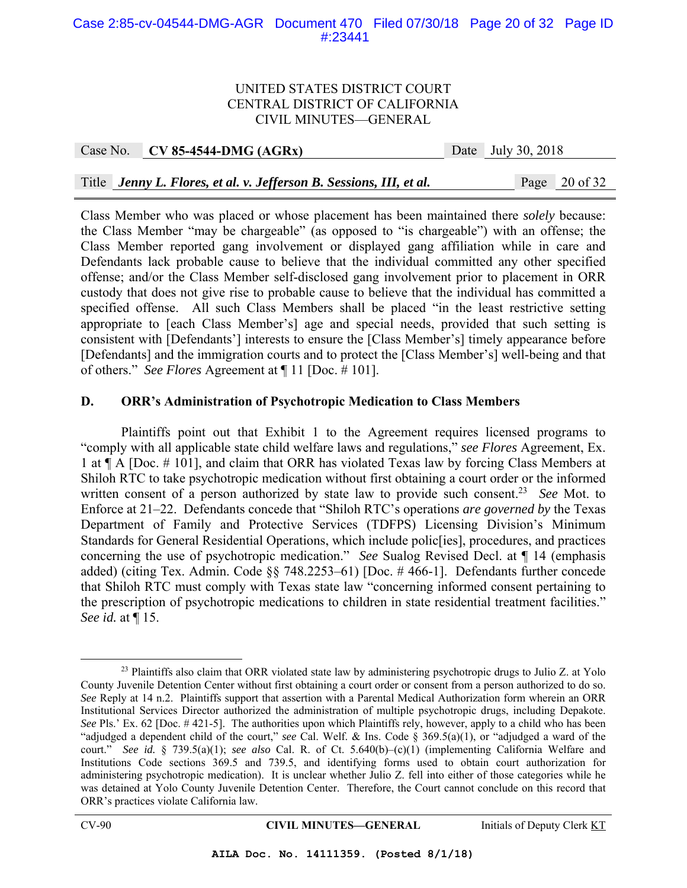Class Member who was placed or whose placement has been maintained there *solely* because: the Class Member "may be chargeable" (as opposed to "is chargeable") with an offense; the Class Member reported gang involvement or displayed gang affiliation while in care and Defendants lack probable cause to believe that the individual committed any other specified offense; and/or the Class Member self-disclosed gang involvement prior to placement in ORR custody that does not give rise to probable cause to believe that the individual has committed a specified offense. All such Class Members shall be placed "in the least restrictive setting appropriate to [each Class Member's] age and special needs, provided that such setting is consistent with [Defendants'] interests to ensure the [Class Member's] timely appearance before [Defendants] and the immigration courts and to protect the [Class Member's] well-being and that of others." *See Flores* Agreement at ¶ 11 [Doc. # 101].

### D. ORR's Administration of Psychotropic Medication to Class Members

Plaintiffs point out that Exhibit 1 to the Agreement requires licensed programs to "comply with all applicable state child welfare laws and regulations," *see Flores* Agreement, Ex. 1 at ¶ A [Doc. # 101], and claim that ORR has violated Texas law by forcing Class Members at Shiloh RTC to take psychotropic medication without first obtaining a court order or the informed written consent of a person authorized by state law to provide such consent.[23] *See* Mot. to Enforce at 21–22. Defendants concede that "Shiloh RTC's operations *are governed by* the Texas Department of Family and Protective Services (TDFPS) Licensing Division's Minimum Standards for General Residential Operations, which include polic[ies], procedures, and practices concerning the use of psychotropic medication." *See* Sualog Revised Decl. at ¶ 14 (emphasis added) (citing Tex. Admin. Code §§ 748.2253–61) [Doc. # 466-1]. Defendants further concede that Shiloh RTC must comply with Texas state law "concerning informed consent pertaining to the prescription of psychotropic medications to children in state residential treatment facilities." *See id.* at ¶ 15.

---

[23] Plaintiffs also claim that ORR violated state law by administering psychotropic drugs to Julio Z. at Yolo County Juvenile Detention Center without first obtaining a court order or consent from a person authorized to do so. *See* Reply at 14 n.2. Plaintiffs support that assertion with a Parental Medical Authorization form wherein an ORR Institutional Services Director authorized the administration of multiple psychotropic drugs, including Depakote. *See* Pls.' Ex. 62 [Doc. # 421-5]. The authorities upon which Plaintiffs rely, however, apply to a child who has been "adjudged a dependent child of the court," *see* Cal. Welf. & Ins. Code § 369.5(a)(1), or "adjudged a ward of the court." *See id.* § 739.5(a)(1); *see also* Cal. R. of Ct. 5.640(b)–(c)(1) (implementing California Welfare and Institutions Code sections 369.5 and 739.5, and identifying forms used to obtain court authorization for administering psychotropic medication). It is unclear whether Julio Z. fell into either of those categories while he was detained at Yolo County Juvenile Detention Center. Therefore, the Court cannot conclude on this record that ORR's practices violate California law.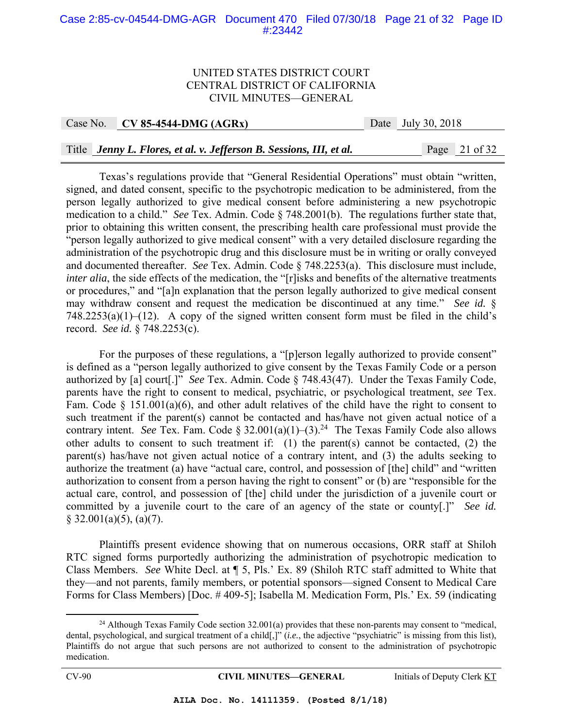Texas's regulations provide that "General Residential Operations" must obtain "written, signed, and dated consent, specific to the psychotropic medication to be administered, from the person legally authorized to give medical consent before administering a new psychotropic medication to a child." *See* Tex. Admin. Code § 748.2001(b). The regulations further state that, prior to obtaining this written consent, the prescribing health care professional must provide the "person legally authorized to give medical consent" with a very detailed disclosure regarding the administration of the psychotropic drug and this disclosure must be in writing or orally conveyed and documented thereafter. *See* Tex. Admin. Code § 748.2253(a). This disclosure must include, *inter alia*, the side effects of the medication, the "[r]isks and benefits of the alternative treatments or procedures," and "[a]n explanation that the person legally authorized to give medical consent may withdraw consent and request the medication be discontinued at any time." *See id.* § 748.2253(a)(1)–(12). A copy of the signed written consent form must be filed in the child's record. *See id.* § 748.2253(c).

For the purposes of these regulations, a "[p]erson legally authorized to provide consent" is defined as a "person legally authorized to give consent by the Texas Family Code or a person authorized by [a] court[.]" *See* Tex. Admin. Code § 748.43(47). Under the Texas Family Code, parents have the right to consent to medical, psychiatric, or psychological treatment, *see* Tex. Fam. Code § 151.001(a)(6), and other adult relatives of the child have the right to consent to such treatment if the parent(s) cannot be contacted and has/have not given actual notice of a contrary intent. *See* Tex. Fam. Code § 32.001(a)(1)–(3).[24] The Texas Family Code also allows other adults to consent to such treatment if: (1) the parent(s) cannot be contacted, (2) the parent(s) has/have not given actual notice of a contrary intent, and (3) the adults seeking to authorize the treatment (a) have "actual care, control, and possession of [the] child" and "written authorization to consent from a person having the right to consent" or (b) are "responsible for the actual care, control, and possession of [the] child under the jurisdiction of a juvenile court or committed by a juvenile court to the care of an agency of the state or county[.]" *See id.* § 32.001(a)(5), (a)(7).

Plaintiffs present evidence showing that on numerous occasions, ORR staff at Shiloh RTC signed forms purportedly authorizing the administration of psychotropic medication to Class Members. *See* White Decl. at ¶ 5, Pls.' Ex. 89 (Shiloh RTC staff admitted to White that they—and not parents, family members, or potential sponsors—signed Consent to Medical Care Forms for Class Members) [Doc. # 409-5]; Isabella M. Medication Form, Pls.' Ex. 59 (indicating

---

[24] Although Texas Family Code section 32.001(a) provides that these non-parents may consent to "medical, dental, psychological, and surgical treatment of a child[,]" (*i.e.*, the adjective "psychiatric" is missing from this list), Plaintiffs do not argue that such persons are not authorized to consent to the administration of psychotropic medication.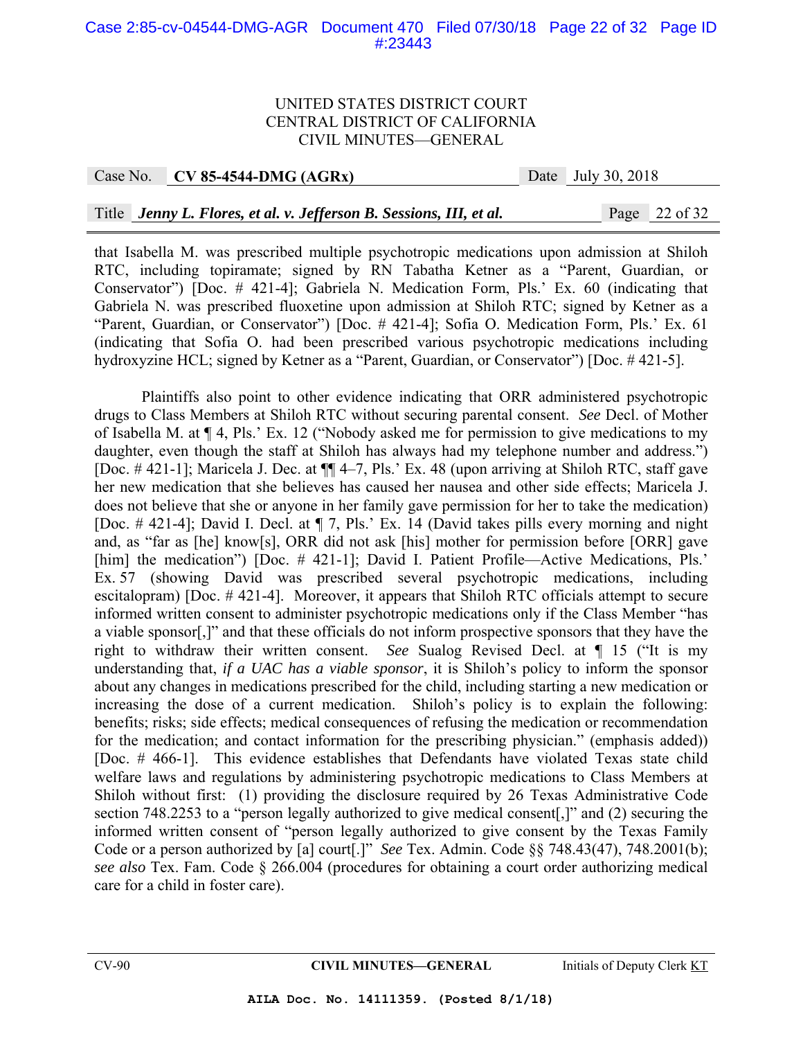that Isabella M. was prescribed multiple psychotropic medications upon admission at Shiloh RTC, including topiramate; signed by RN Tabatha Ketner as a "Parent, Guardian, or Conservator") [Doc. # 421-4]; Gabriela N. Medication Form, Pls.' Ex. 60 (indicating that Gabriela N. was prescribed fluoxetine upon admission at Shiloh RTC; signed by Ketner as a "Parent, Guardian, or Conservator") [Doc. # 421-4]; Sofia O. Medication Form, Pls.' Ex. 61 (indicating that Sofia O. had been prescribed various psychotropic medications including hydroxyzine HCL; signed by Ketner as a "Parent, Guardian, or Conservator") [Doc. # 421-5].

Plaintiffs also point to other evidence indicating that ORR administered psychotropic drugs to Class Members at Shiloh RTC without securing parental consent. *See* Decl. of Mother of Isabella M. at ¶ 4, Pls.' Ex. 12 ("Nobody asked me for permission to give medications to my daughter, even though the staff at Shiloh has always had my telephone number and address.") [Doc. # 421-1]; Maricela J. Dec. at ¶¶ 4–7, Pls.' Ex. 48 (upon arriving at Shiloh RTC, staff gave her new medication that she believes has caused her nausea and other side effects; Maricela J. does not believe that she or anyone in her family gave permission for her to take the medication) [Doc. # 421-4]; David I. Decl. at ¶ 7, Pls.' Ex. 14 (David takes pills every morning and night and, as "far as [he] know[s], ORR did not ask [his] mother for permission before [ORR] gave [him] the medication") [Doc. # 421-1]; David I. Patient Profile—Active Medications, Pls.' Ex. 57 (showing David was prescribed several psychotropic medications, including escitalopram) [Doc. # 421-4]. Moreover, it appears that Shiloh RTC officials attempt to secure informed written consent to administer psychotropic medications only if the Class Member "has a viable sponsor[,]" and that these officials do not inform prospective sponsors that they have the right to withdraw their written consent. *See* Sualog Revised Decl. at ¶ 15 ("It is my understanding that, *if a UAC has a viable sponsor*, it is Shiloh's policy to inform the sponsor about any changes in medications prescribed for the child, including starting a new medication or increasing the dose of a current medication. Shiloh's policy is to explain the following: benefits; risks; side effects; medical consequences of refusing the medication or recommendation for the medication; and contact information for the prescribing physician." (emphasis added)) [Doc. # 466-1]. This evidence establishes that Defendants have violated Texas state child welfare laws and regulations by administering psychotropic medications to Class Members at Shiloh without first: (1) providing the disclosure required by 26 Texas Administrative Code section 748.2253 to a "person legally authorized to give medical consent[,]" and (2) securing the informed written consent of "person legally authorized to give consent by the Texas Family Code or a person authorized by [a] court[.]" *See* Tex. Admin. Code §§ 748.43(47), 748.2001(b); *see also* Tex. Fam. Code § 266.004 (procedures for obtaining a court order authorizing medical care for a child in foster care).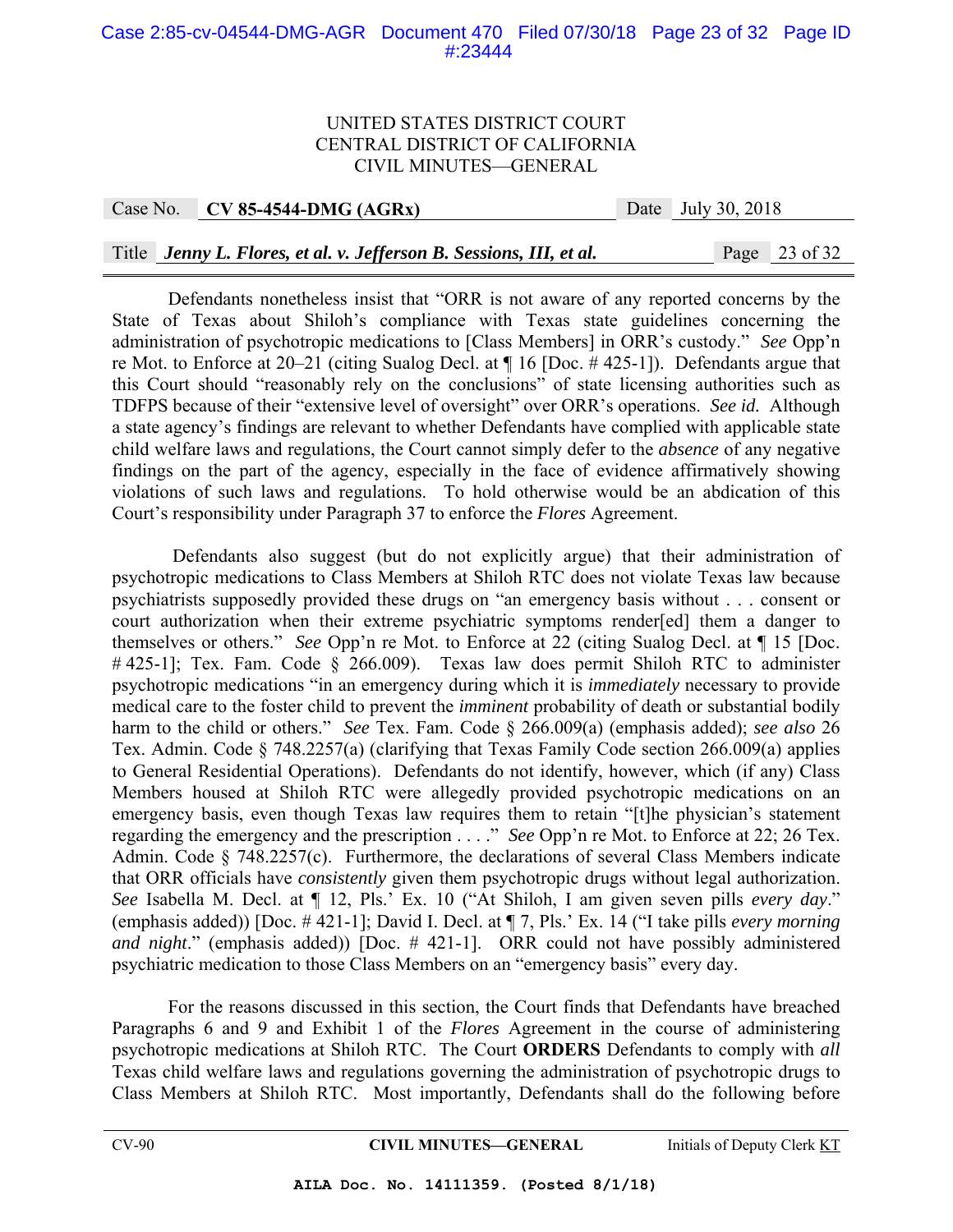Defendants nonetheless insist that "ORR is not aware of any reported concerns by the State of Texas about Shiloh's compliance with Texas state guidelines concerning the administration of psychotropic medications to [Class Members] in ORR's custody." *See* Opp'n re Mot. to Enforce at 20–21 (citing Sualog Decl. at ¶ 16 [Doc. # 425-1]). Defendants argue that this Court should "reasonably rely on the conclusions" of state licensing authorities such as TDFPS because of their "extensive level of oversight" over ORR's operations. *See id.* Although a state agency's findings are relevant to whether Defendants have complied with applicable state child welfare laws and regulations, the Court cannot simply defer to the *absence* of any negative findings on the part of the agency, especially in the face of evidence affirmatively showing violations of such laws and regulations. To hold otherwise would be an abdication of this Court's responsibility under Paragraph 37 to enforce the *Flores* Agreement.

Defendants also suggest (but do not explicitly argue) that their administration of psychotropic medications to Class Members at Shiloh RTC does not violate Texas law because psychiatrists supposedly provided these drugs on "an emergency basis without . . . consent or court authorization when their extreme psychiatric symptoms render[ed] them a danger to themselves or others." *See* Opp'n re Mot. to Enforce at 22 (citing Sualog Decl. at ¶ 15 [Doc. # 425-1]; Tex. Fam. Code § 266.009). Texas law does permit Shiloh RTC to administer psychotropic medications "in an emergency during which it is *immediately* necessary to provide medical care to the foster child to prevent the *imminent* probability of death or substantial bodily harm to the child or others." *See* Tex. Fam. Code § 266.009(a) (emphasis added); *see also* 26 Tex. Admin. Code § 748.2257(a) (clarifying that Texas Family Code section 266.009(a) applies to General Residential Operations). Defendants do not identify, however, which (if any) Class Members housed at Shiloh RTC were allegedly provided psychotropic medications on an emergency basis, even though Texas law requires them to retain "[t]he physician's statement regarding the emergency and the prescription . . . ." *See* Opp'n re Mot. to Enforce at 22; 26 Tex. Admin. Code § 748.2257(c). Furthermore, the declarations of several Class Members indicate that ORR officials have *consistently* given them psychotropic drugs without legal authorization. *See* Isabella M. Decl. at ¶ 12, Pls.' Ex. 10 ("At Shiloh, I am given seven pills *every day*." (emphasis added)) [Doc. # 421-1]; David I. Decl. at ¶ 7, Pls.' Ex. 14 ("I take pills *every morning and night*." (emphasis added)) [Doc. # 421-1]. ORR could not have possibly administered psychiatric medication to those Class Members on an "emergency basis" every day.

For the reasons discussed in this section, the Court finds that Defendants have breached Paragraphs 6 and 9 and Exhibit 1 of the *Flores* Agreement in the course of administering psychotropic medications at Shiloh RTC. The Court **ORDERS** Defendants to comply with *all* Texas child welfare laws and regulations governing the administration of psychotropic drugs to Class Members at Shiloh RTC. Most importantly, Defendants shall do the following before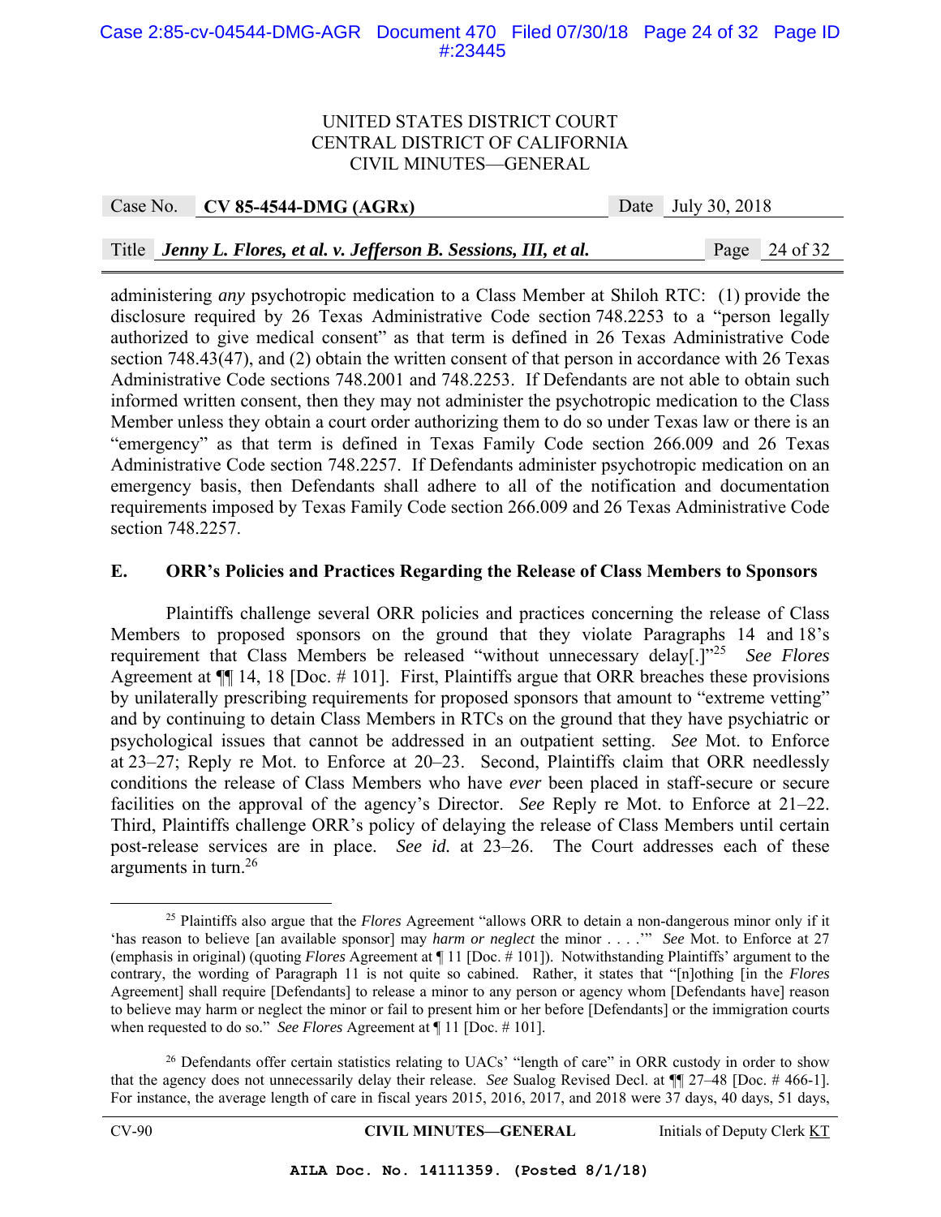administering *any* psychotropic medication to a Class Member at Shiloh RTC: (1) provide the disclosure required by 26 Texas Administrative Code section 748.2253 to a "person legally authorized to give medical consent" as that term is defined in 26 Texas Administrative Code section 748.43(47), and (2) obtain the written consent of that person in accordance with 26 Texas Administrative Code sections 748.2001 and 748.2253. If Defendants are not able to obtain such informed written consent, then they may not administer the psychotropic medication to the Class Member unless they obtain a court order authorizing them to do so under Texas law or there is an "emergency" as that term is defined in Texas Family Code section 266.009 and 26 Texas Administrative Code section 748.2257. If Defendants administer psychotropic medication on an emergency basis, then Defendants shall adhere to all of the notification and documentation requirements imposed by Texas Family Code section 266.009 and 26 Texas Administrative Code section 748.2257.

## E. ORR's Policies and Practices Regarding the Release of Class Members to Sponsors

Plaintiffs challenge several ORR policies and practices concerning the release of Class Members to proposed sponsors on the ground that they violate Paragraphs 14 and 18's requirement that Class Members be released "without unnecessary delay[.]"[25] *See Flores* Agreement at ¶¶ 14, 18 [Doc. # 101]. First, Plaintiffs argue that ORR breaches these provisions by unilaterally prescribing requirements for proposed sponsors that amount to "extreme vetting" and by continuing to detain Class Members in RTCs on the ground that they have psychiatric or psychological issues that cannot be addressed in an outpatient setting. *See* Mot. to Enforce at 23–27; Reply re Mot. to Enforce at 20–23. Second, Plaintiffs claim that ORR needlessly conditions the release of Class Members who have *ever* been placed in staff-secure or secure facilities on the approval of the agency's Director. *See* Reply re Mot. to Enforce at 21–22. Third, Plaintiffs challenge ORR's policy of delaying the release of Class Members until certain post-release services are in place. *See id.* at 23–26. The Court addresses each of these arguments in turn.[26]

---

[25] Plaintiffs also argue that the *Flores* Agreement "allows ORR to detain a non-dangerous minor only if it 'has reason to believe [an available sponsor] may *harm or neglect* the minor . . . .'" *See* Mot. to Enforce at 27 (emphasis in original) (quoting *Flores* Agreement at ¶ 11 [Doc. # 101]). Notwithstanding Plaintiffs' argument to the contrary, the wording of Paragraph 11 is not quite so cabined. Rather, it states that "[n]othing [in the *Flores* Agreement] shall require [Defendants] to release a minor to any person or agency whom [Defendants have] reason to believe may harm or neglect the minor or fail to present him or her before [Defendants] or the immigration courts when requested to do so." *See Flores* Agreement at ¶ 11 [Doc. # 101].

[26] Defendants offer certain statistics relating to UACs' "length of care" in ORR custody in order to show that the agency does not unnecessarily delay their release. *See* Sualog Revised Decl. at ¶¶ 27–48 [Doc. # 466-1]. For instance, the average length of care in fiscal years 2015, 2016, 2017, and 2018 were 37 days, 40 days, 51 days,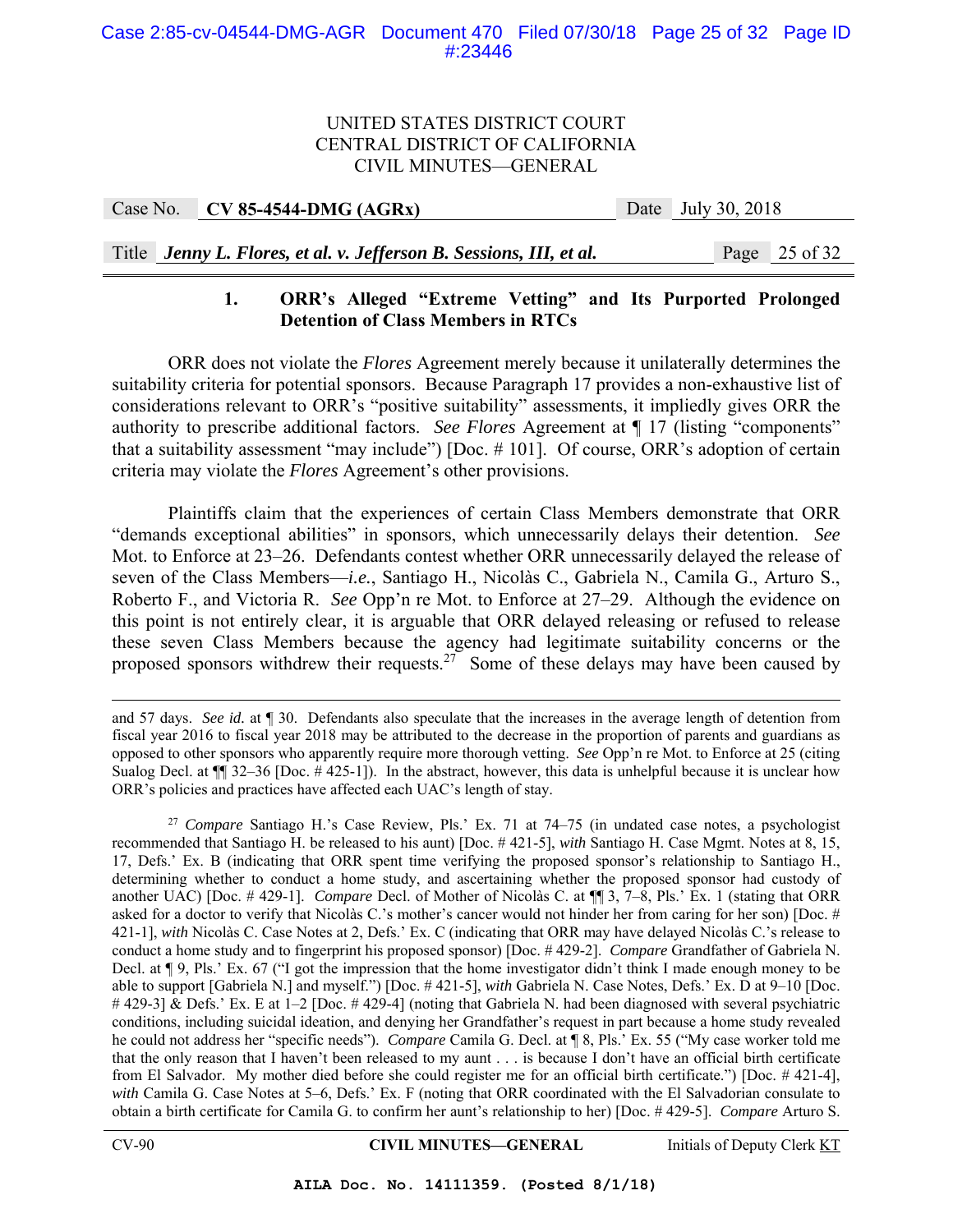### 1. ORR's Alleged "Extreme Vetting" and Its Purported Prolonged Detention of Class Members in RTCs

ORR does not violate the *Flores* Agreement merely because it unilaterally determines the suitability criteria for potential sponsors. Because Paragraph 17 provides a non-exhaustive list of considerations relevant to ORR's "positive suitability" assessments, it impliedly gives ORR the authority to prescribe additional factors. *See Flores* Agreement at ¶ 17 (listing "components" that a suitability assessment "may include") [Doc. # 101]. Of course, ORR's adoption of certain criteria may violate the *Flores* Agreement's other provisions.

Plaintiffs claim that the experiences of certain Class Members demonstrate that ORR "demands exceptional abilities" in sponsors, which unnecessarily delays their detention. *See* Mot. to Enforce at 23–26. Defendants contest whether ORR unnecessarily delayed the release of seven of the Class Members—*i.e.*, Santiago H., Nicolàs C., Gabriela N., Camila G., Arturo S., Roberto F., and Victoria R. *See* Opp'n re Mot. to Enforce at 27–29. Although the evidence on this point is not entirely clear, it is arguable that ORR delayed releasing or refused to release these seven Class Members because the agency had legitimate suitability concerns or the proposed sponsors withdrew their requests.[27] Some of these delays may have been caused by

---

and 57 days. *See id.* at ¶ 30. Defendants also speculate that the increases in the average length of detention from fiscal year 2016 to fiscal year 2018 may be attributed to the decrease in the proportion of parents and guardians as opposed to other sponsors who apparently require more thorough vetting. *See* Opp'n re Mot. to Enforce at 25 (citing Sualog Decl. at ¶¶ 32–36 [Doc. # 425-1]). In the abstract, however, this data is unhelpful because it is unclear how ORR's policies and practices have affected each UAC's length of stay.

[27] *Compare* Santiago H.'s Case Review, Pls.' Ex. 71 at 74–75 (in undated case notes, a psychologist recommended that Santiago H. be released to his aunt) [Doc. # 421-5], *with* Santiago H. Case Mgmt. Notes at 8, 15, 17, Defs.' Ex. B (indicating that ORR spent time verifying the proposed sponsor's relationship to Santiago H., determining whether to conduct a home study, and ascertaining whether the proposed sponsor had custody of another UAC) [Doc. # 429-1]. *Compare* Decl. of Mother of Nicolàs C. at ¶¶ 3, 7–8, Pls.' Ex. 1 (stating that ORR asked for a doctor to verify that Nicolàs C.'s mother's cancer would not hinder her from caring for her son) [Doc. # 421-1], *with* Nicolàs C. Case Notes at 2, Defs.' Ex. C (indicating that ORR may have delayed Nicolàs C.'s release to conduct a home study and to fingerprint his proposed sponsor) [Doc. # 429-2]. *Compare* Grandfather of Gabriela N. Decl. at ¶ 9, Pls.' Ex. 67 ("I got the impression that the home investigator didn't think I made enough money to be able to support [Gabriela N.] and myself.") [Doc. # 421-5], *with* Gabriela N. Case Notes, Defs.' Ex. D at 9–10 [Doc. # 429-3] & Defs.' Ex. E at 1–2 [Doc. # 429-4] (noting that Gabriela N. had been diagnosed with several psychiatric conditions, including suicidal ideation, and denying her Grandfather's request in part because a home study revealed he could not address her "specific needs"). *Compare* Camila G. Decl. at ¶ 8, Pls.' Ex. 55 ("My case worker told me that the only reason that I haven't been released to my aunt . . . is because I don't have an official birth certificate from El Salvador. My mother died before she could register me for an official birth certificate.") [Doc. # 421-4], *with* Camila G. Case Notes at 5–6, Defs.' Ex. F (noting that ORR coordinated with the El Salvadorian consulate to obtain a birth certificate for Camila G. to confirm her aunt's relationship to her) [Doc. # 429-5]. *Compare* Arturo S.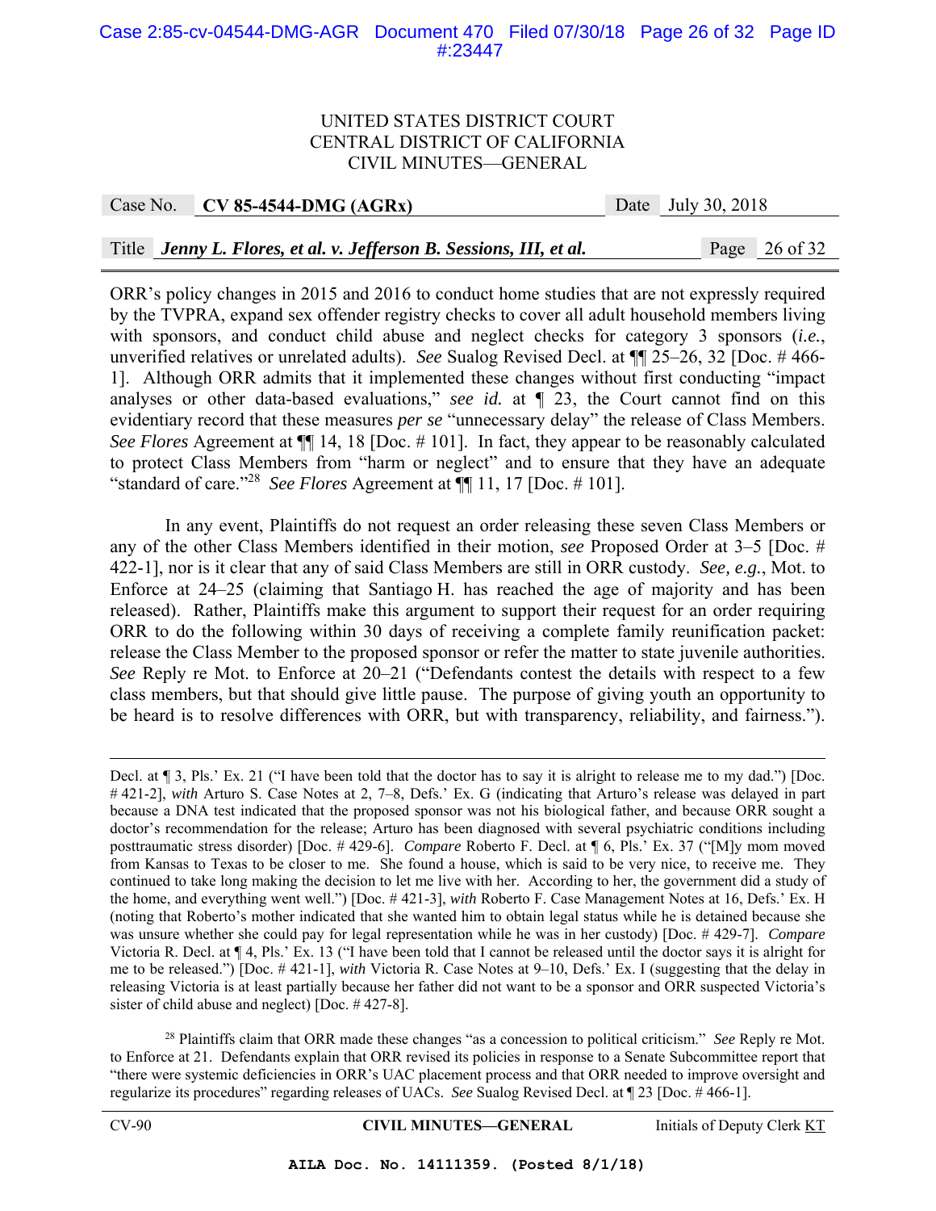ORR's policy changes in 2015 and 2016 to conduct home studies that are not expressly required by the TVPRA, expand sex offender registry checks to cover all adult household members living with sponsors, and conduct child abuse and neglect checks for category 3 sponsors (*i.e.*, unverified relatives or unrelated adults). *See* Sualog Revised Decl. at ¶¶ 25–26, 32 [Doc. # 466-1]. Although ORR admits that it implemented these changes without first conducting "impact analyses or other data-based evaluations," *see id.* at ¶ 23, the Court cannot find on this evidentiary record that these measures *per se* "unnecessary delay" the release of Class Members. *See Flores* Agreement at ¶¶ 14, 18 [Doc. # 101]. In fact, they appear to be reasonably calculated to protect Class Members from "harm or neglect" and to ensure that they have an adequate "standard of care."[28] *See Flores* Agreement at ¶¶ 11, 17 [Doc. # 101].

In any event, Plaintiffs do not request an order releasing these seven Class Members or any of the other Class Members identified in their motion, *see* Proposed Order at 3–5 [Doc. # 422-1], nor is it clear that any of said Class Members are still in ORR custody. *See, e.g.*, Mot. to Enforce at 24–25 (claiming that Santiago H. has reached the age of majority and has been released). Rather, Plaintiffs make this argument to support their request for an order requiring ORR to do the following within 30 days of receiving a complete family reunification packet: release the Class Member to the proposed sponsor or refer the matter to state juvenile authorities. *See* Reply re Mot. to Enforce at 20–21 ("Defendants contest the details with respect to a few class members, but that should give little pause. The purpose of giving youth an opportunity to be heard is to resolve differences with ORR, but with transparency, reliability, and fairness.").

---

Decl. at ¶ 3, Pls.' Ex. 21 ("I have been told that the doctor has to say it is alright to release me to my dad.") [Doc. # 421-2], *with* Arturo S. Case Notes at 2, 7–8, Defs.' Ex. G (indicating that Arturo's release was delayed in part because a DNA test indicated that the proposed sponsor was not his biological father, and because ORR sought a doctor's recommendation for the release; Arturo has been diagnosed with several psychiatric conditions including posttraumatic stress disorder) [Doc. # 429-6]. *Compare* Roberto F. Decl. at ¶ 6, Pls.' Ex. 37 ("[M]y mom moved from Kansas to Texas to be closer to me. She found a house, which is said to be very nice, to receive me. They continued to take long making the decision to let me live with her. According to her, the government did a study of the home, and everything went well.") [Doc. # 421-3], *with* Roberto F. Case Management Notes at 16, Defs.' Ex. H (noting that Roberto's mother indicated that she wanted him to obtain legal status while he is detained because she was unsure whether she could pay for legal representation while he was in her custody) [Doc. # 429-7]. *Compare* Victoria R. Decl. at ¶ 4, Pls.' Ex. 13 ("I have been told that I cannot be released until the doctor says it is alright for me to be released.") [Doc. # 421-1], *with* Victoria R. Case Notes at 9–10, Defs.' Ex. I (suggesting that the delay in releasing Victoria is at least partially because her father did not want to be a sponsor and ORR suspected Victoria's sister of child abuse and neglect) [Doc. # 427-8].

[28] Plaintiffs claim that ORR made these changes "as a concession to political criticism." *See* Reply re Mot. to Enforce at 21. Defendants explain that ORR revised its policies in response to a Senate Subcommittee report that "there were systemic deficiencies in ORR's UAC placement process and that ORR needed to improve oversight and regularize its procedures" regarding releases of UACs. *See* Sualog Revised Decl. at ¶ 23 [Doc. # 466-1].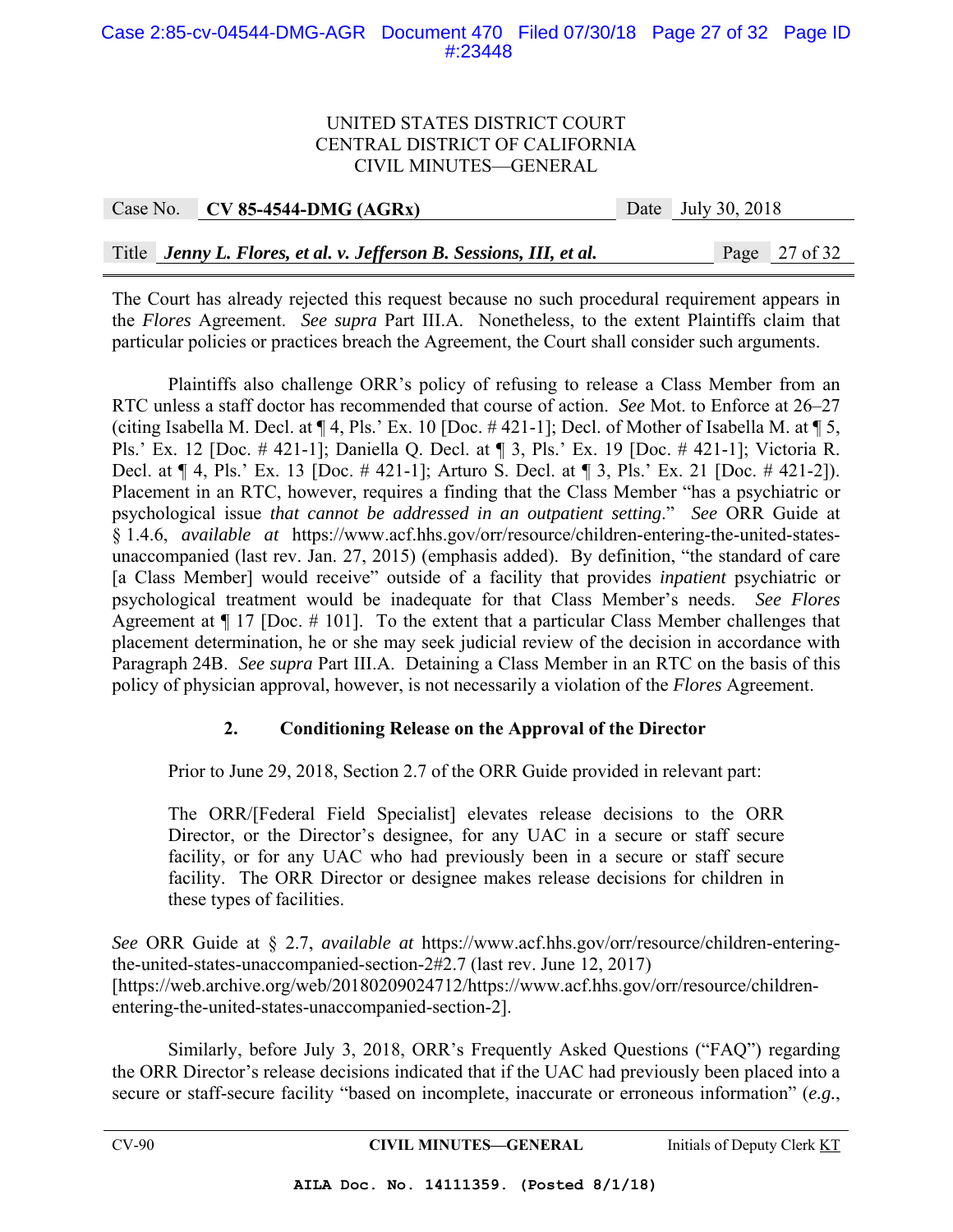The Court has already rejected this request because no such procedural requirement appears in the *Flores* Agreement. *See supra* Part III.A. Nonetheless, to the extent Plaintiffs claim that particular policies or practices breach the Agreement, the Court shall consider such arguments.

Plaintiffs also challenge ORR's policy of refusing to release a Class Member from an RTC unless a staff doctor has recommended that course of action. *See* Mot. to Enforce at 26–27 (citing Isabella M. Decl. at ¶ 4, Pls.' Ex. 10 [Doc. # 421-1]; Decl. of Mother of Isabella M. at ¶ 5, Pls.' Ex. 12 [Doc. # 421-1]; Daniella Q. Decl. at ¶ 3, Pls.' Ex. 19 [Doc. # 421-1]; Victoria R. Decl. at ¶ 4, Pls.' Ex. 13 [Doc. # 421-1]; Arturo S. Decl. at ¶ 3, Pls.' Ex. 21 [Doc. # 421-2]). Placement in an RTC, however, requires a finding that the Class Member "has a psychiatric or psychological issue *that cannot be addressed in an outpatient setting*." *See* ORR Guide at § 1.4.6, *available at* https://www.acf.hhs.gov/orr/resource/children-entering-the-united-states-unaccompanied (last rev. Jan. 27, 2015) (emphasis added). By definition, "the standard of care [a Class Member] would receive" outside of a facility that provides *inpatient* psychiatric or psychological treatment would be inadequate for that Class Member's needs. *See Flores* Agreement at ¶ 17 [Doc. # 101]. To the extent that a particular Class Member challenges that placement determination, he or she may seek judicial review of the decision in accordance with Paragraph 24B. *See supra* Part III.A. Detaining a Class Member in an RTC on the basis of this policy of physician approval, however, is not necessarily a violation of the *Flores* Agreement.

### 2. Conditioning Release on the Approval of the Director

Prior to June 29, 2018, Section 2.7 of the ORR Guide provided in relevant part:

> The ORR/[Federal Field Specialist] elevates release decisions to the ORR Director, or the Director's designee, for any UAC in a secure or staff secure facility, or for any UAC who had previously been in a secure or staff secure facility. The ORR Director or designee makes release decisions for children in these types of facilities.

*See* ORR Guide at § 2.7, *available at* https://www.acf.hhs.gov/orr/resource/children-entering-the-united-states-unaccompanied-section-2#2.7 (last rev. June 12, 2017) [https://web.archive.org/web/20180209024712/https://www.acf.hhs.gov/orr/resource/children-entering-the-united-states-unaccompanied-section-2].

Similarly, before July 3, 2018, ORR's Frequently Asked Questions ("FAQ") regarding the ORR Director's release decisions indicated that if the UAC had previously been placed into a secure or staff-secure facility "based on incomplete, inaccurate or erroneous information" (*e.g.*,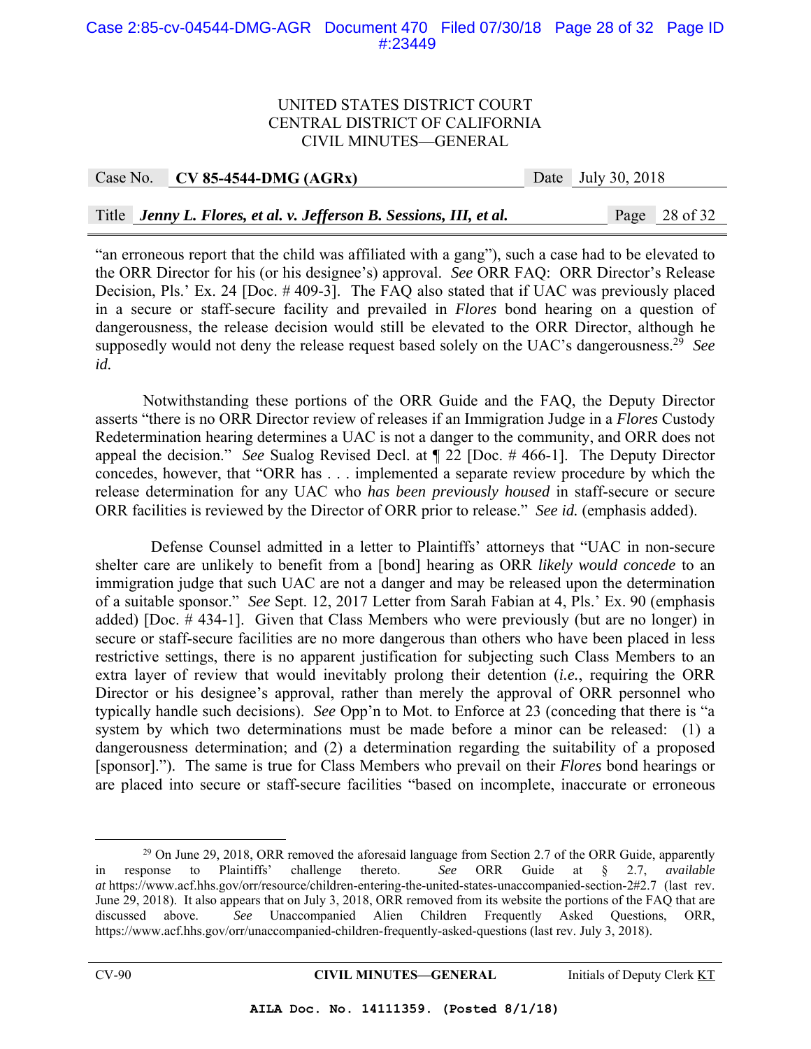"an erroneous report that the child was affiliated with a gang"), such a case had to be elevated to the ORR Director for his (or his designee's) approval. *See* ORR FAQ: ORR Director's Release Decision, Pls.' Ex. 24 [Doc. # 409-3]. The FAQ also stated that if UAC was previously placed in a secure or staff-secure facility and prevailed in *Flores* bond hearing on a question of dangerousness, the release decision would still be elevated to the ORR Director, although he supposedly would not deny the release request based solely on the UAC's dangerousness.[29] *See id.*

Notwithstanding these portions of the ORR Guide and the FAQ, the Deputy Director asserts "there is no ORR Director review of releases if an Immigration Judge in a *Flores* Custody Redetermination hearing determines a UAC is not a danger to the community, and ORR does not appeal the decision." *See* Sualog Revised Decl. at ¶ 22 [Doc. # 466-1]. The Deputy Director concedes, however, that "ORR has . . . implemented a separate review procedure by which the release determination for any UAC who *has been previously housed* in staff-secure or secure ORR facilities is reviewed by the Director of ORR prior to release." *See id.* (emphasis added).

Defense Counsel admitted in a letter to Plaintiffs' attorneys that "UAC in non-secure shelter care are unlikely to benefit from a [bond] hearing as ORR *likely would concede* to an immigration judge that such UAC are not a danger and may be released upon the determination of a suitable sponsor." *See* Sept. 12, 2017 Letter from Sarah Fabian at 4, Pls.' Ex. 90 (emphasis added) [Doc. # 434-1]. Given that Class Members who were previously (but are no longer) in secure or staff-secure facilities are no more dangerous than others who have been placed in less restrictive settings, there is no apparent justification for subjecting such Class Members to an extra layer of review that would inevitably prolong their detention (*i.e.*, requiring the ORR Director or his designee's approval, rather than merely the approval of ORR personnel who typically handle such decisions). *See* Opp'n to Mot. to Enforce at 23 (conceding that there is "a system by which two determinations must be made before a minor can be released: (1) a dangerousness determination; and (2) a determination regarding the suitability of a proposed [sponsor]."). The same is true for Class Members who prevail on their *Flores* bond hearings or are placed into secure or staff-secure facilities "based on incomplete, inaccurate or erroneous

---

[29] On June 29, 2018, ORR removed the aforesaid language from Section 2.7 of the ORR Guide, apparently in response to Plaintiffs' challenge thereto. *See* ORR Guide at § 2.7, *available at* https://www.acf.hhs.gov/orr/resource/children-entering-the-united-states-unaccompanied-section-2#2.7 (last rev. June 29, 2018). It also appears that on July 3, 2018, ORR removed from its website the portions of the FAQ that are discussed above. *See* Unaccompanied Alien Children Frequently Asked Questions, ORR, https://www.acf.hhs.gov/orr/unaccompanied-children-frequently-asked-questions (last rev. July 3, 2018).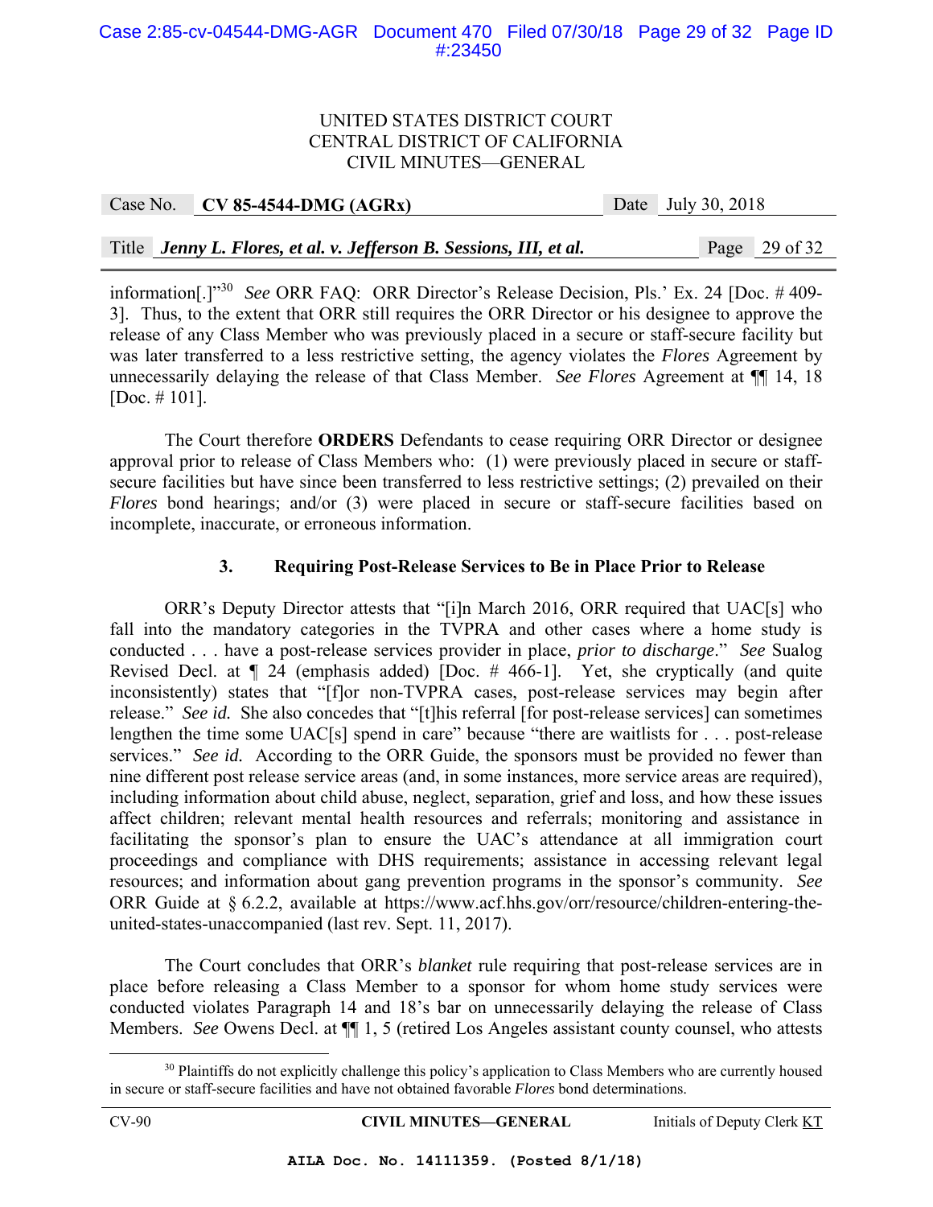information[.]"[30] *See* ORR FAQ: ORR Director's Release Decision, Pls.' Ex. 24 [Doc. # 409-3]. Thus, to the extent that ORR still requires the ORR Director or his designee to approve the release of any Class Member who was previously placed in a secure or staff-secure facility but was later transferred to a less restrictive setting, the agency violates the *Flores* Agreement by unnecessarily delaying the release of that Class Member. *See Flores* Agreement at ¶¶ 14, 18 [Doc. # 101].

The Court therefore **ORDERS** Defendants to cease requiring ORR Director or designee approval prior to release of Class Members who: (1) were previously placed in secure or staff-secure facilities but have since been transferred to less restrictive settings; (2) prevailed on their *Flores* bond hearings; and/or (3) were placed in secure or staff-secure facilities based on incomplete, inaccurate, or erroneous information.

### 3. Requiring Post-Release Services to Be in Place Prior to Release

ORR's Deputy Director attests that "[i]n March 2016, ORR required that UAC[s] who fall into the mandatory categories in the TVPRA and other cases where a home study is conducted . . . have a post-release services provider in place, *prior to discharge*." *See* Sualog Revised Decl. at ¶ 24 (emphasis added) [Doc. # 466-1]. Yet, she cryptically (and quite inconsistently) states that "[f]or non-TVPRA cases, post-release services may begin after release." *See id.* She also concedes that "[t]his referral [for post-release services] can sometimes lengthen the time some UAC[s] spend in care" because "there are waitlists for . . . post-release services." *See id.* According to the ORR Guide, the sponsors must be provided no fewer than nine different post release service areas (and, in some instances, more service areas are required), including information about child abuse, neglect, separation, grief and loss, and how these issues affect children; relevant mental health resources and referrals; monitoring and assistance in facilitating the sponsor's plan to ensure the UAC's attendance at all immigration court proceedings and compliance with DHS requirements; assistance in accessing relevant legal resources; and information about gang prevention programs in the sponsor's community. *See* ORR Guide at § 6.2.2, available at https://www.acf.hhs.gov/orr/resource/children-entering-the-united-states-unaccompanied (last rev. Sept. 11, 2017).

The Court concludes that ORR's *blanket* rule requiring that post-release services are in place before releasing a Class Member to a sponsor for whom home study services were conducted violates Paragraph 14 and 18's bar on unnecessarily delaying the release of Class Members. *See* Owens Decl. at ¶¶ 1, 5 (retired Los Angeles assistant county counsel, who attests

---

[30] Plaintiffs do not explicitly challenge this policy's application to Class Members who are currently housed in secure or staff-secure facilities and have not obtained favorable *Flores* bond determinations.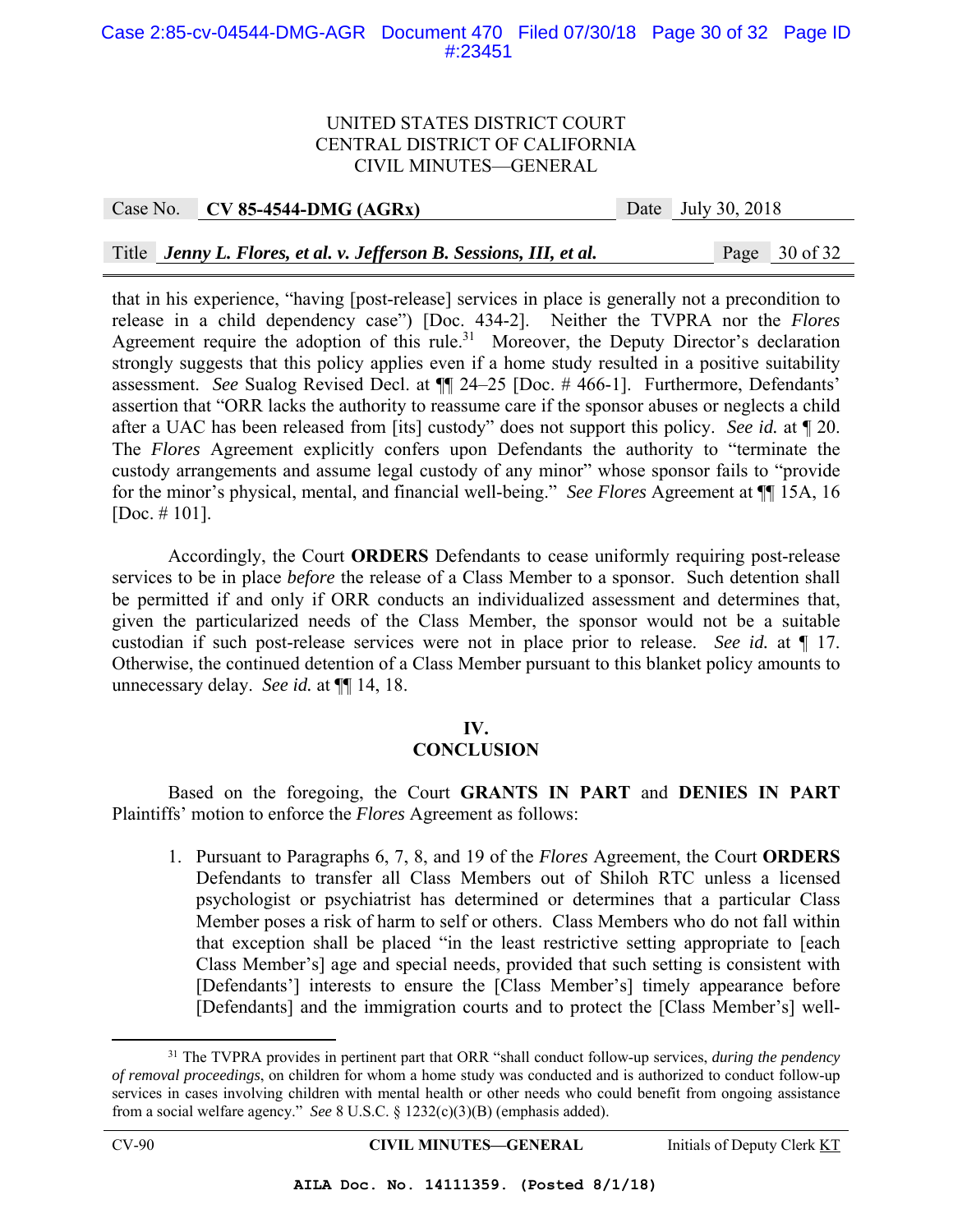that in his experience, "having [post-release] services in place is generally not a precondition to release in a child dependency case") [Doc. 434-2]. Neither the TVPRA nor the *Flores* Agreement require the adoption of this rule.[31] Moreover, the Deputy Director's declaration strongly suggests that this policy applies even if a home study resulted in a positive suitability assessment. *See* Sualog Revised Decl. at ¶¶ 24–25 [Doc. # 466-1]. Furthermore, Defendants' assertion that "ORR lacks the authority to reassume care if the sponsor abuses or neglects a child after a UAC has been released from [its] custody" does not support this policy. *See id.* at ¶ 20. The *Flores* Agreement explicitly confers upon Defendants the authority to "terminate the custody arrangements and assume legal custody of any minor" whose sponsor fails to "provide for the minor's physical, mental, and financial well-being." *See Flores* Agreement at ¶¶ 15A, 16 [Doc. # 101].

Accordingly, the Court **ORDERS** Defendants to cease uniformly requiring post-release services to be in place *before* the release of a Class Member to a sponsor. Such detention shall be permitted if and only if ORR conducts an individualized assessment and determines that, given the particularized needs of the Class Member, the sponsor would not be a suitable custodian if such post-release services were not in place prior to release. *See id.* at ¶ 17. Otherwise, the continued detention of a Class Member pursuant to this blanket policy amounts to unnecessary delay. *See id.* at ¶¶ 14, 18.

## IV.
## CONCLUSION

Based on the foregoing, the Court **GRANTS IN PART** and **DENIES IN PART** Plaintiffs' motion to enforce the *Flores* Agreement as follows:

1. Pursuant to Paragraphs 6, 7, 8, and 19 of the *Flores* Agreement, the Court **ORDERS** Defendants to transfer all Class Members out of Shiloh RTC unless a licensed psychologist or psychiatrist has determined or determines that a particular Class Member poses a risk of harm to self or others. Class Members who do not fall within that exception shall be placed "in the least restrictive setting appropriate to [each Class Member's] age and special needs, provided that such setting is consistent with [Defendants'] interests to ensure the [Class Member's] timely appearance before [Defendants] and the immigration courts and to protect the [Class Member's] well-

---

[31] The TVPRA provides in pertinent part that ORR "shall conduct follow-up services, *during the pendency of removal proceedings*, on children for whom a home study was conducted and is authorized to conduct follow-up services in cases involving children with mental health or other needs who could benefit from ongoing assistance from a social welfare agency." *See* 8 U.S.C. § 1232(c)(3)(B) (emphasis added).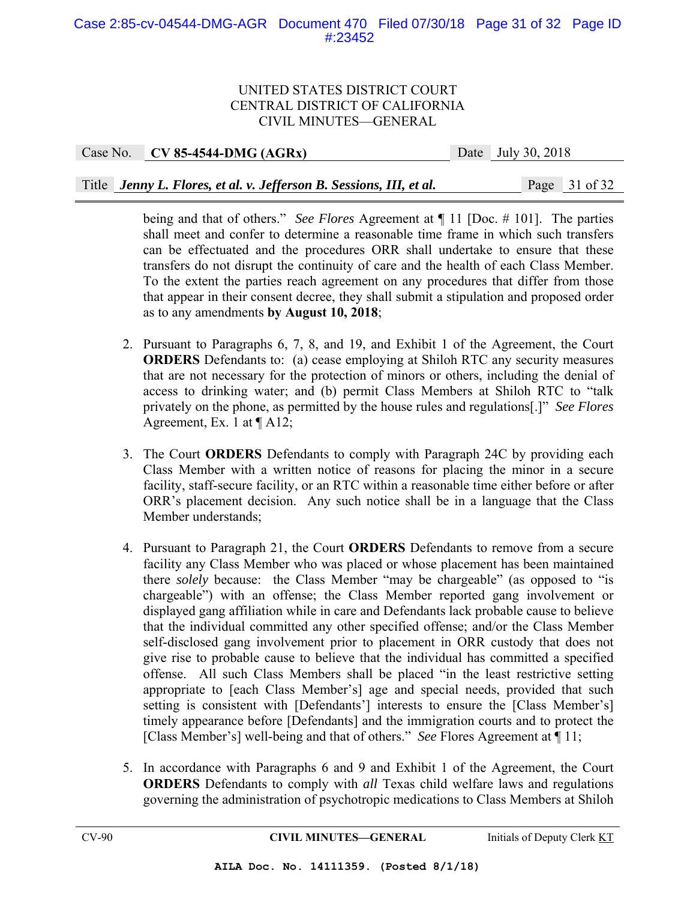being and that of others." *See Flores* Agreement at ¶ 11 [Doc. # 101]. The parties shall meet and confer to determine a reasonable time frame in which such transfers can be effectuated and the procedures ORR shall undertake to ensure that these transfers do not disrupt the continuity of care and the health of each Class Member. To the extent the parties reach agreement on any procedures that differ from those that appear in their consent decree, they shall submit a stipulation and proposed order as to any amendments **by August 10, 2018**;

2. Pursuant to Paragraphs 6, 7, 8, and 19, and Exhibit 1 of the Agreement, the Court **ORDERS** Defendants to: (a) cease employing at Shiloh RTC any security measures that are not necessary for the protection of minors or others, including the denial of access to drinking water; and (b) permit Class Members at Shiloh RTC to "talk privately on the phone, as permitted by the house rules and regulations[.]" *See Flores* Agreement, Ex. 1 at ¶ A12;

3. The Court **ORDERS** Defendants to comply with Paragraph 24C by providing each Class Member with a written notice of reasons for placing the minor in a secure facility, staff-secure facility, or an RTC within a reasonable time either before or after ORR's placement decision. Any such notice shall be in a language that the Class Member understands;

4. Pursuant to Paragraph 21, the Court **ORDERS** Defendants to remove from a secure facility any Class Member who was placed or whose placement has been maintained there *solely* because: the Class Member "may be chargeable" (as opposed to "is chargeable") with an offense; the Class Member reported gang involvement or displayed gang affiliation while in care and Defendants lack probable cause to believe that the individual committed any other specified offense; and/or the Class Member self-disclosed gang involvement prior to placement in ORR custody that does not give rise to probable cause to believe that the individual has committed a specified offense. All such Class Members shall be placed "in the least restrictive setting appropriate to [each Class Member's] age and special needs, provided that such setting is consistent with [Defendants'] interests to ensure the [Class Member's] timely appearance before [Defendants] and the immigration courts and to protect the [Class Member's] well-being and that of others." *See* Flores Agreement at ¶ 11;

5. In accordance with Paragraphs 6 and 9 and Exhibit 1 of the Agreement, the Court **ORDERS** Defendants to comply with *all* Texas child welfare laws and regulations governing the administration of psychotropic medications to Class Members at Shiloh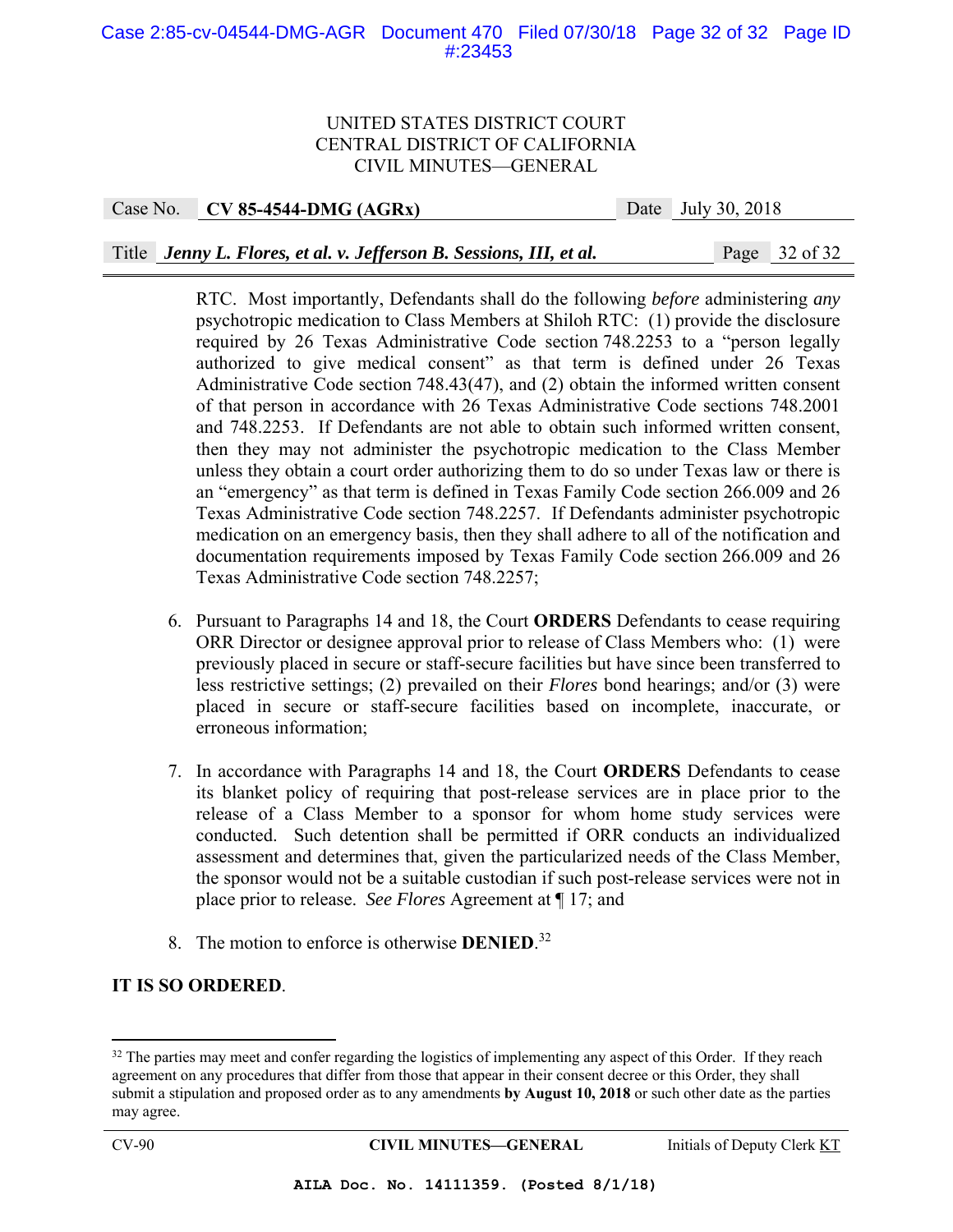RTC. Most importantly, Defendants shall do the following *before* administering *any* psychotropic medication to Class Members at Shiloh RTC: (1) provide the disclosure required by 26 Texas Administrative Code section 748.2253 to a "person legally authorized to give medical consent" as that term is defined under 26 Texas Administrative Code section 748.43(47), and (2) obtain the informed written consent of that person in accordance with 26 Texas Administrative Code sections 748.2001 and 748.2253. If Defendants are not able to obtain such informed written consent, then they may not administer the psychotropic medication to the Class Member unless they obtain a court order authorizing them to do so under Texas law or there is an "emergency" as that term is defined in Texas Family Code section 266.009 and 26 Texas Administrative Code section 748.2257. If Defendants administer psychotropic medication on an emergency basis, then they shall adhere to all of the notification and documentation requirements imposed by Texas Family Code section 266.009 and 26 Texas Administrative Code section 748.2257;

6. Pursuant to Paragraphs 14 and 18, the Court **ORDERS** Defendants to cease requiring ORR Director or designee approval prior to release of Class Members who: (1) were previously placed in secure or staff-secure facilities but have since been transferred to less restrictive settings; (2) prevailed on their *Flores* bond hearings; and/or (3) were placed in secure or staff-secure facilities based on incomplete, inaccurate, or erroneous information;

7. In accordance with Paragraphs 14 and 18, the Court **ORDERS** Defendants to cease its blanket policy of requiring that post-release services are in place prior to the release of a Class Member to a sponsor for whom home study services were conducted. Such detention shall be permitted if ORR conducts an individualized assessment and determines that, given the particularized needs of the Class Member, the sponsor would not be a suitable custodian if such post-release services were not in place prior to release. *See Flores* Agreement at ¶ 17; and

8. The motion to enforce is otherwise **DENIED**.[32]

**IT IS SO ORDERED**.

[32] The parties may meet and confer regarding the logistics of implementing any aspect of this Order. If they reach agreement on any procedures that differ from those that appear in their consent decree or this Order, they shall submit a stipulation and proposed order as to any amendments **by August 10, 2018** or such other date as the parties may agree.